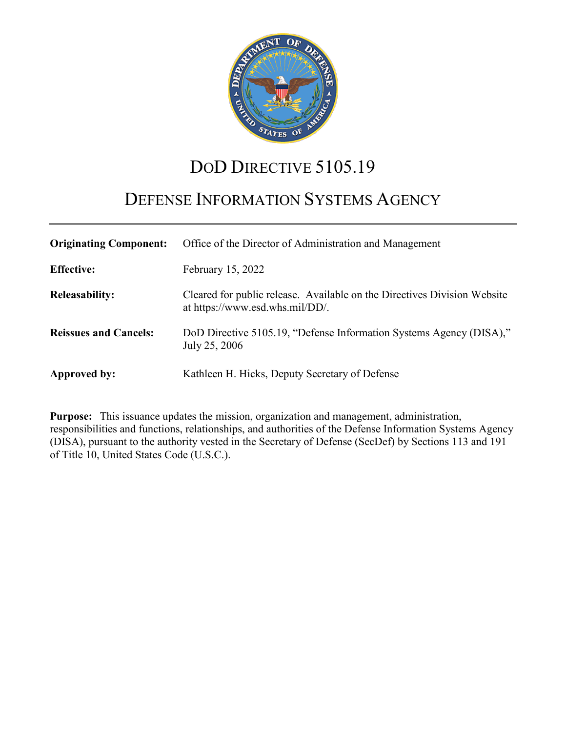# DoD Directive 5105.19

# Defense Information Systems Agency

| | |
|---|---|
| **Originating Component:** | Office of the Director of Administration and Management |
| **Effective:** | February 15, 2022 |
| **Releasability:** | Cleared for public release. Available on the Directives Division Website at https://www.esd.whs.mil/DD/. |
| **Reissues and Cancels:** | DoD Directive 5105.19, "Defense Information Systems Agency (DISA)," July 25, 2006 |
| **Approved by:** | Kathleen H. Hicks, Deputy Secretary of Defense |

**Purpose:** This issuance updates the mission, organization and management, administration, responsibilities and functions, relationships, and authorities of the Defense Information Systems Agency (DISA), pursuant to the authority vested in the Secretary of Defense (SecDef) by Sections 113 and 191 of Title 10, United States Code (U.S.C.).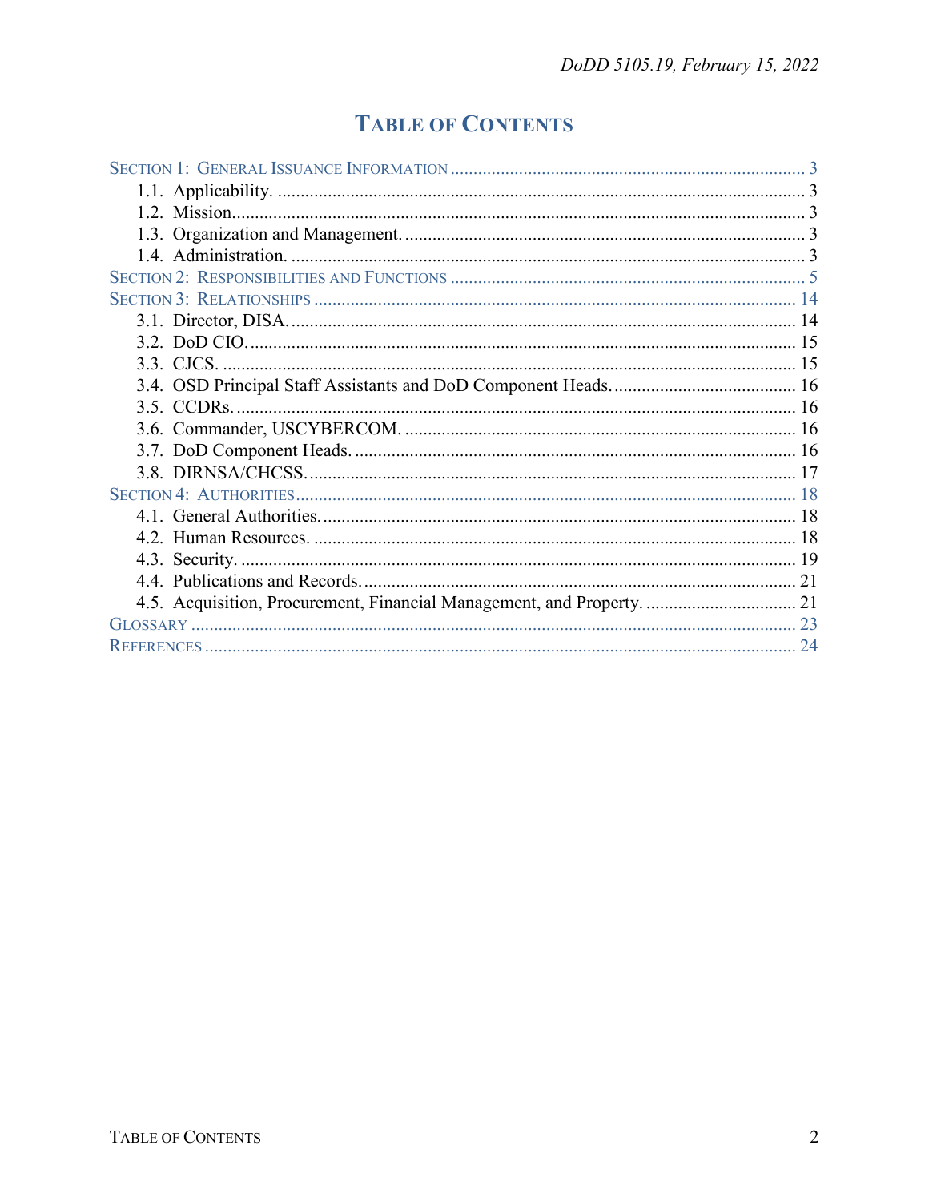# TABLE OF CONTENTS

SECTION 1: GENERAL ISSUANCE INFORMATION ..... 3
- 1.1. Applicability. ..... 3
- 1.2. Mission. ..... 3
- 1.3. Organization and Management. ..... 3
- 1.4. Administration. ..... 3

SECTION 2: RESPONSIBILITIES AND FUNCTIONS ..... 5

SECTION 3: RELATIONSHIPS ..... 14
- 3.1. Director, DISA. ..... 14
- 3.2. DoD CIO. ..... 15
- 3.3. CJCS. ..... 15
- 3.4. OSD Principal Staff Assistants and DoD Component Heads. ..... 16
- 3.5. CCDRs. ..... 16
- 3.6. Commander, USCYBERCOM. ..... 16
- 3.7. DoD Component Heads. ..... 16
- 3.8. DIRNSA/CHCSS. ..... 17

SECTION 4: AUTHORITIES ..... 18
- 4.1. General Authorities. ..... 18
- 4.2. Human Resources. ..... 18
- 4.3. Security. ..... 19
- 4.4. Publications and Records. ..... 21
- 4.5. Acquisition, Procurement, Financial Management, and Property. ..... 21

GLOSSARY ..... 23

REFERENCES ..... 24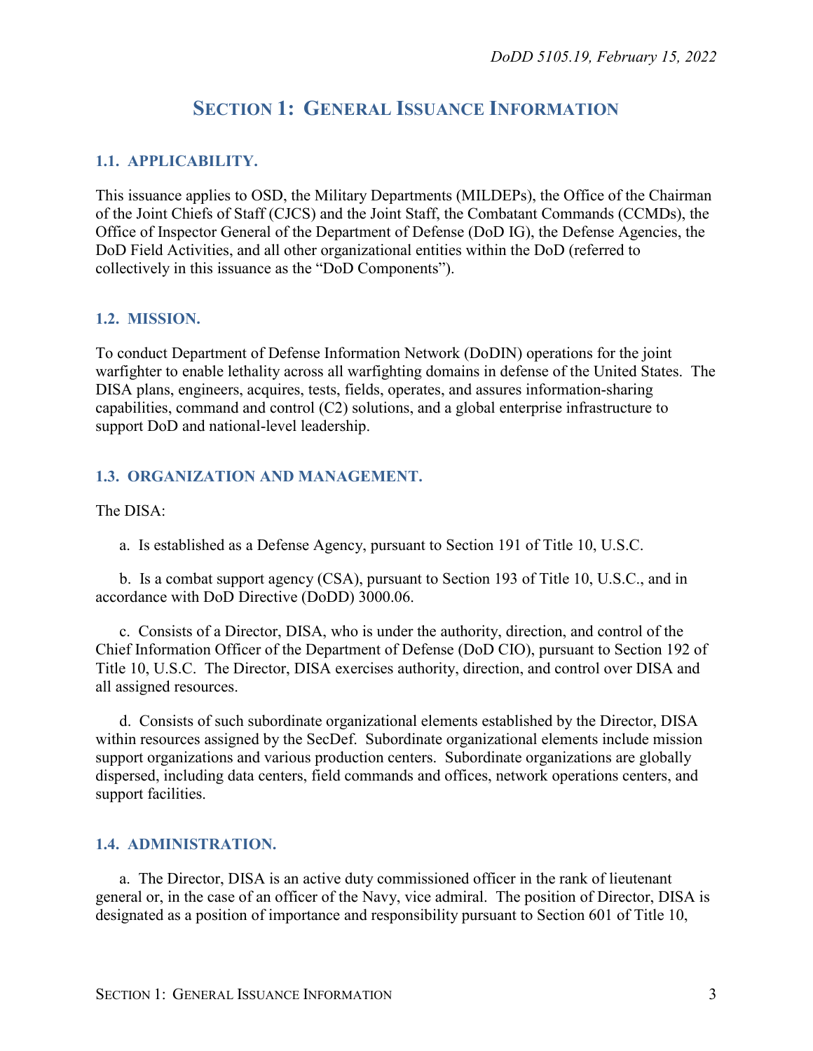# SECTION 1: GENERAL ISSUANCE INFORMATION

## 1.1. APPLICABILITY.

This issuance applies to OSD, the Military Departments (MILDEPs), the Office of the Chairman of the Joint Chiefs of Staff (CJCS) and the Joint Staff, the Combatant Commands (CCMDs), the Office of Inspector General of the Department of Defense (DoD IG), the Defense Agencies, the DoD Field Activities, and all other organizational entities within the DoD (referred to collectively in this issuance as the "DoD Components").

## 1.2. MISSION.

To conduct Department of Defense Information Network (DoDIN) operations for the joint warfighter to enable lethality across all warfighting domains in defense of the United States. The DISA plans, engineers, acquires, tests, fields, operates, and assures information-sharing capabilities, command and control (C2) solutions, and a global enterprise infrastructure to support DoD and national-level leadership.

## 1.3. ORGANIZATION AND MANAGEMENT.

The DISA:

a. Is established as a Defense Agency, pursuant to Section 191 of Title 10, U.S.C.

b. Is a combat support agency (CSA), pursuant to Section 193 of Title 10, U.S.C., and in accordance with DoD Directive (DoDD) 3000.06.

c. Consists of a Director, DISA, who is under the authority, direction, and control of the Chief Information Officer of the Department of Defense (DoD CIO), pursuant to Section 192 of Title 10, U.S.C. The Director, DISA exercises authority, direction, and control over DISA and all assigned resources.

d. Consists of such subordinate organizational elements established by the Director, DISA within resources assigned by the SecDef. Subordinate organizational elements include mission support organizations and various production centers. Subordinate organizations are globally dispersed, including data centers, field commands and offices, network operations centers, and support facilities.

## 1.4. ADMINISTRATION.

a. The Director, DISA is an active duty commissioned officer in the rank of lieutenant general or, in the case of an officer of the Navy, vice admiral. The position of Director, DISA is designated as a position of importance and responsibility pursuant to Section 601 of Title 10,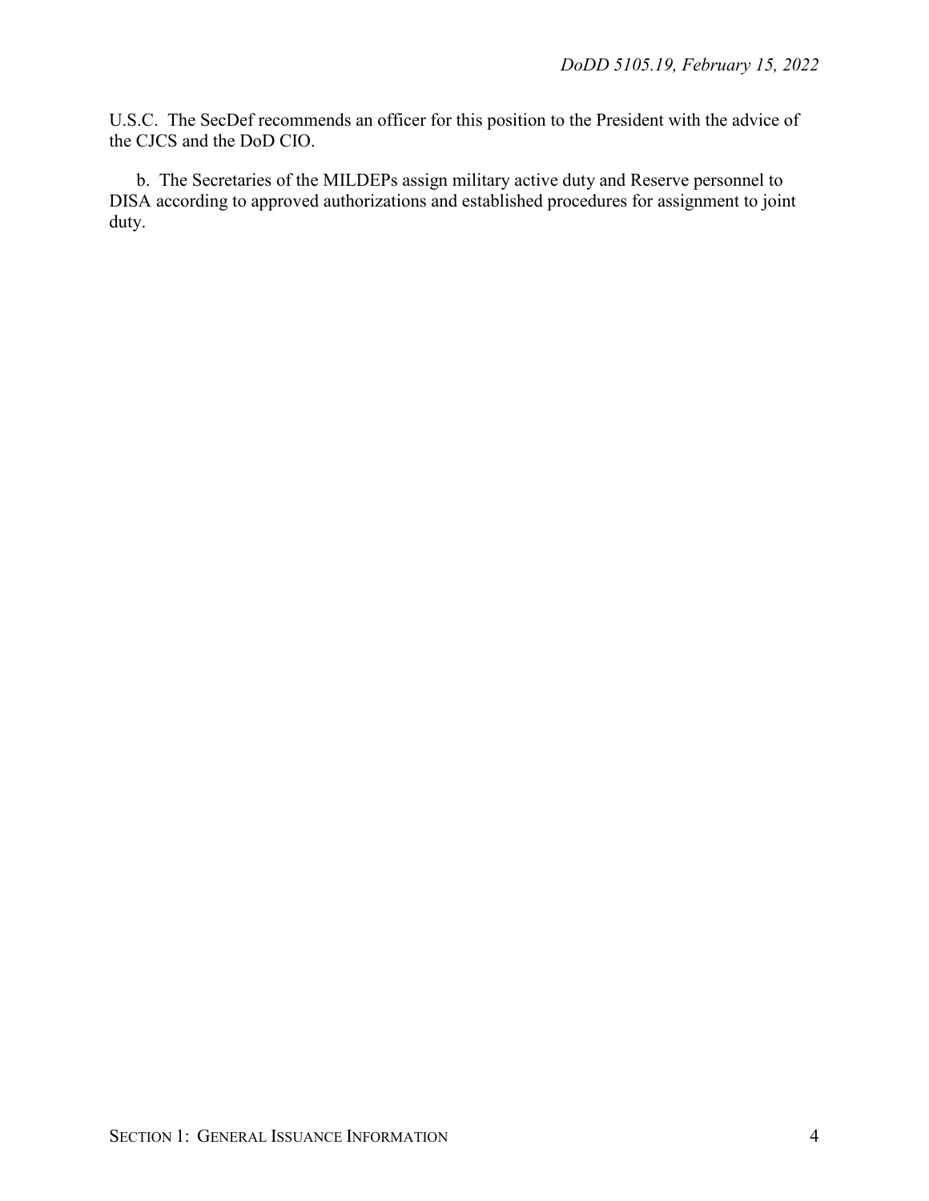U.S.C. The SecDef recommends an officer for this position to the President with the advice of the CJCS and the DoD CIO.

b. The Secretaries of the MILDEPs assign military active duty and Reserve personnel to DISA according to approved authorizations and established procedures for assignment to joint duty.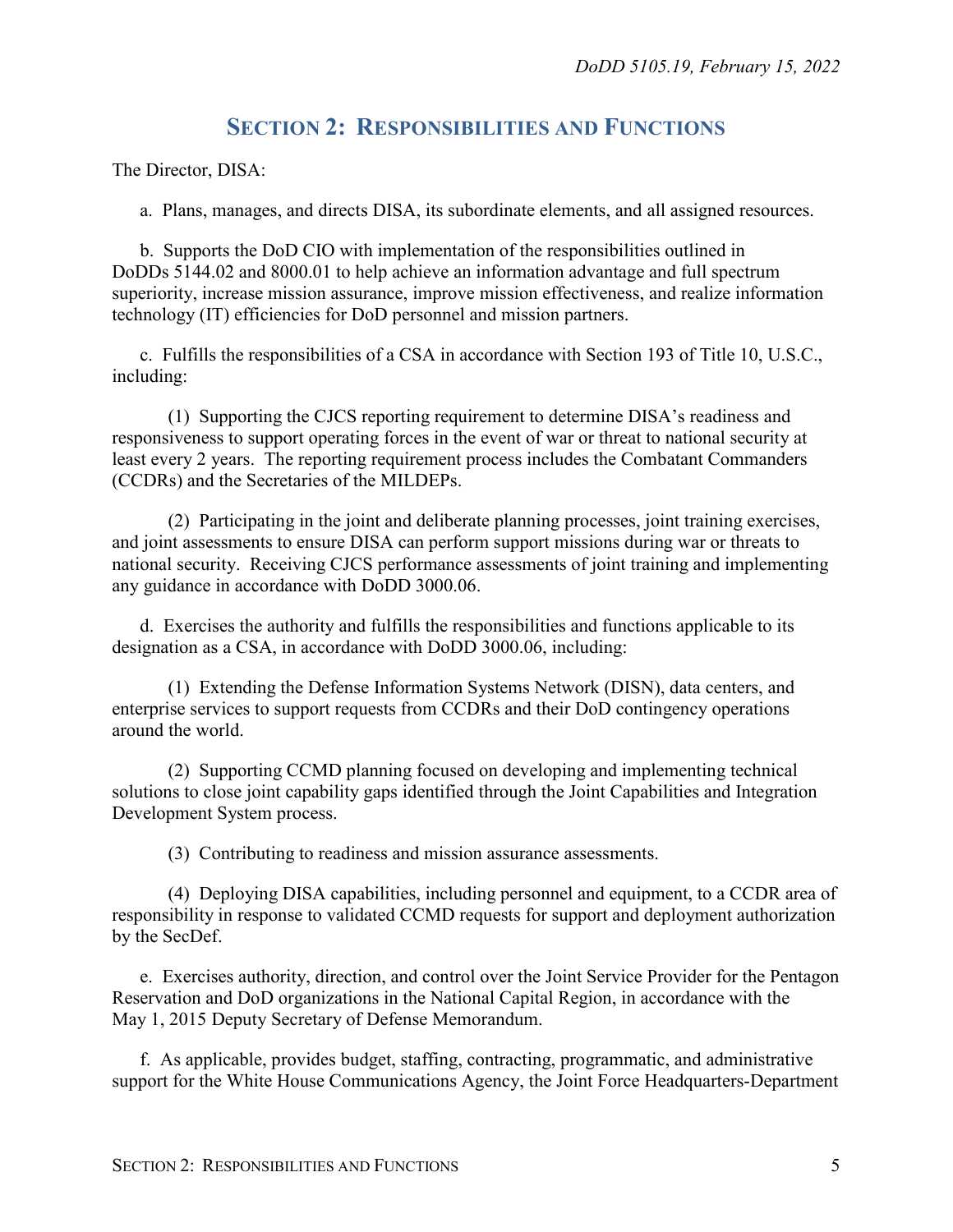## SECTION 2: RESPONSIBILITIES AND FUNCTIONS

The Director, DISA:

a. Plans, manages, and directs DISA, its subordinate elements, and all assigned resources.

b. Supports the DoD CIO with implementation of the responsibilities outlined in DoDDs 5144.02 and 8000.01 to help achieve an information advantage and full spectrum superiority, increase mission assurance, improve mission effectiveness, and realize information technology (IT) efficiencies for DoD personnel and mission partners.

c. Fulfills the responsibilities of a CSA in accordance with Section 193 of Title 10, U.S.C., including:

(1) Supporting the CJCS reporting requirement to determine DISA's readiness and responsiveness to support operating forces in the event of war or threat to national security at least every 2 years. The reporting requirement process includes the Combatant Commanders (CCDRs) and the Secretaries of the MILDEPs.

(2) Participating in the joint and deliberate planning processes, joint training exercises, and joint assessments to ensure DISA can perform support missions during war or threats to national security. Receiving CJCS performance assessments of joint training and implementing any guidance in accordance with DoDD 3000.06.

d. Exercises the authority and fulfills the responsibilities and functions applicable to its designation as a CSA, in accordance with DoDD 3000.06, including:

(1) Extending the Defense Information Systems Network (DISN), data centers, and enterprise services to support requests from CCDRs and their DoD contingency operations around the world.

(2) Supporting CCMD planning focused on developing and implementing technical solutions to close joint capability gaps identified through the Joint Capabilities and Integration Development System process.

(3) Contributing to readiness and mission assurance assessments.

(4) Deploying DISA capabilities, including personnel and equipment, to a CCDR area of responsibility in response to validated CCMD requests for support and deployment authorization by the SecDef.

e. Exercises authority, direction, and control over the Joint Service Provider for the Pentagon Reservation and DoD organizations in the National Capital Region, in accordance with the May 1, 2015 Deputy Secretary of Defense Memorandum.

f. As applicable, provides budget, staffing, contracting, programmatic, and administrative support for the White House Communications Agency, the Joint Force Headquarters-Department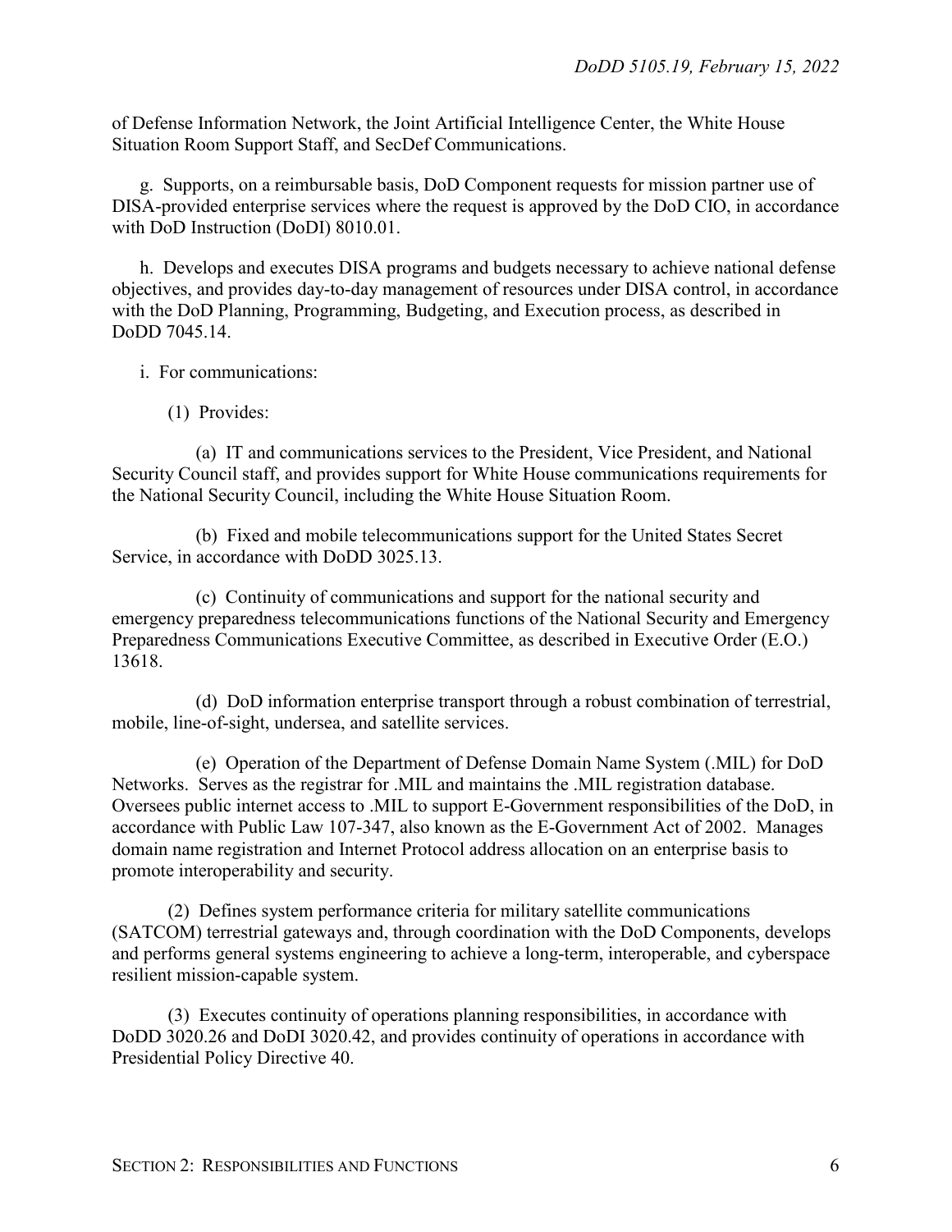of Defense Information Network, the Joint Artificial Intelligence Center, the White House Situation Room Support Staff, and SecDef Communications.

g. Supports, on a reimbursable basis, DoD Component requests for mission partner use of DISA-provided enterprise services where the request is approved by the DoD CIO, in accordance with DoD Instruction (DoDI) 8010.01.

h. Develops and executes DISA programs and budgets necessary to achieve national defense objectives, and provides day-to-day management of resources under DISA control, in accordance with the DoD Planning, Programming, Budgeting, and Execution process, as described in DoDD 7045.14.

i. For communications:

(1) Provides:

(a) IT and communications services to the President, Vice President, and National Security Council staff, and provides support for White House communications requirements for the National Security Council, including the White House Situation Room.

(b) Fixed and mobile telecommunications support for the United States Secret Service, in accordance with DoDD 3025.13.

(c) Continuity of communications and support for the national security and emergency preparedness telecommunications functions of the National Security and Emergency Preparedness Communications Executive Committee, as described in Executive Order (E.O.) 13618.

(d) DoD information enterprise transport through a robust combination of terrestrial, mobile, line-of-sight, undersea, and satellite services.

(e) Operation of the Department of Defense Domain Name System (.MIL) for DoD Networks. Serves as the registrar for .MIL and maintains the .MIL registration database. Oversees public internet access to .MIL to support E-Government responsibilities of the DoD, in accordance with Public Law 107-347, also known as the E-Government Act of 2002. Manages domain name registration and Internet Protocol address allocation on an enterprise basis to promote interoperability and security.

(2) Defines system performance criteria for military satellite communications (SATCOM) terrestrial gateways and, through coordination with the DoD Components, develops and performs general systems engineering to achieve a long-term, interoperable, and cyberspace resilient mission-capable system.

(3) Executes continuity of operations planning responsibilities, in accordance with DoDD 3020.26 and DoDI 3020.42, and provides continuity of operations in accordance with Presidential Policy Directive 40.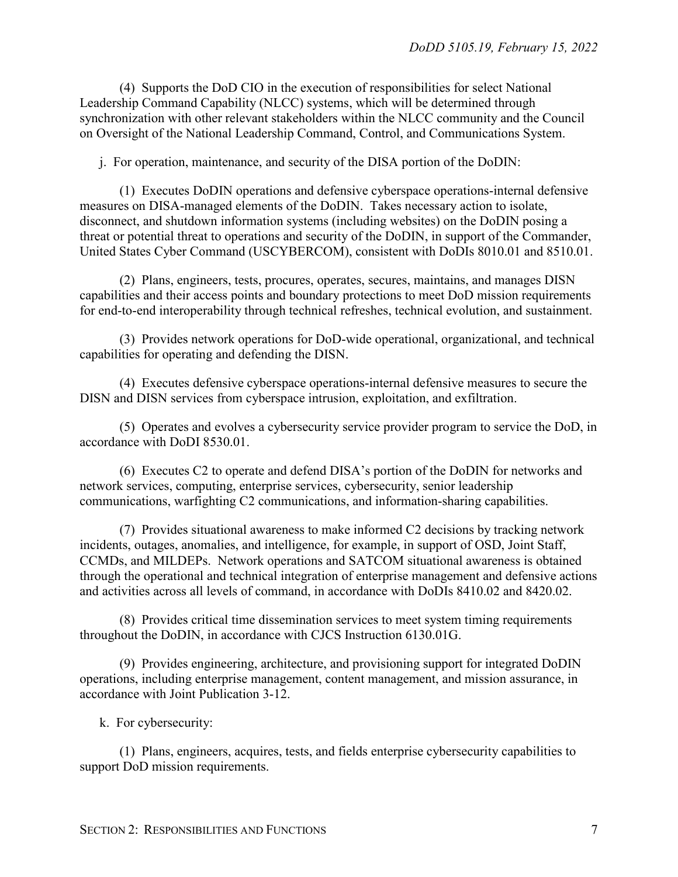(4) Supports the DoD CIO in the execution of responsibilities for select National Leadership Command Capability (NLCC) systems, which will be determined through synchronization with other relevant stakeholders within the NLCC community and the Council on Oversight of the National Leadership Command, Control, and Communications System.

j. For operation, maintenance, and security of the DISA portion of the DoDIN:

(1) Executes DoDIN operations and defensive cyberspace operations-internal defensive measures on DISA-managed elements of the DoDIN. Takes necessary action to isolate, disconnect, and shutdown information systems (including websites) on the DoDIN posing a threat or potential threat to operations and security of the DoDIN, in support of the Commander, United States Cyber Command (USCYBERCOM), consistent with DoDIs 8010.01 and 8510.01.

(2) Plans, engineers, tests, procures, operates, secures, maintains, and manages DISN capabilities and their access points and boundary protections to meet DoD mission requirements for end-to-end interoperability through technical refreshes, technical evolution, and sustainment.

(3) Provides network operations for DoD-wide operational, organizational, and technical capabilities for operating and defending the DISN.

(4) Executes defensive cyberspace operations-internal defensive measures to secure the DISN and DISN services from cyberspace intrusion, exploitation, and exfiltration.

(5) Operates and evolves a cybersecurity service provider program to service the DoD, in accordance with DoDI 8530.01.

(6) Executes C2 to operate and defend DISA's portion of the DoDIN for networks and network services, computing, enterprise services, cybersecurity, senior leadership communications, warfighting C2 communications, and information-sharing capabilities.

(7) Provides situational awareness to make informed C2 decisions by tracking network incidents, outages, anomalies, and intelligence, for example, in support of OSD, Joint Staff, CCMDs, and MILDEPs. Network operations and SATCOM situational awareness is obtained through the operational and technical integration of enterprise management and defensive actions and activities across all levels of command, in accordance with DoDIs 8410.02 and 8420.02.

(8) Provides critical time dissemination services to meet system timing requirements throughout the DoDIN, in accordance with CJCS Instruction 6130.01G.

(9) Provides engineering, architecture, and provisioning support for integrated DoDIN operations, including enterprise management, content management, and mission assurance, in accordance with Joint Publication 3-12.

k. For cybersecurity:

(1) Plans, engineers, acquires, tests, and fields enterprise cybersecurity capabilities to support DoD mission requirements.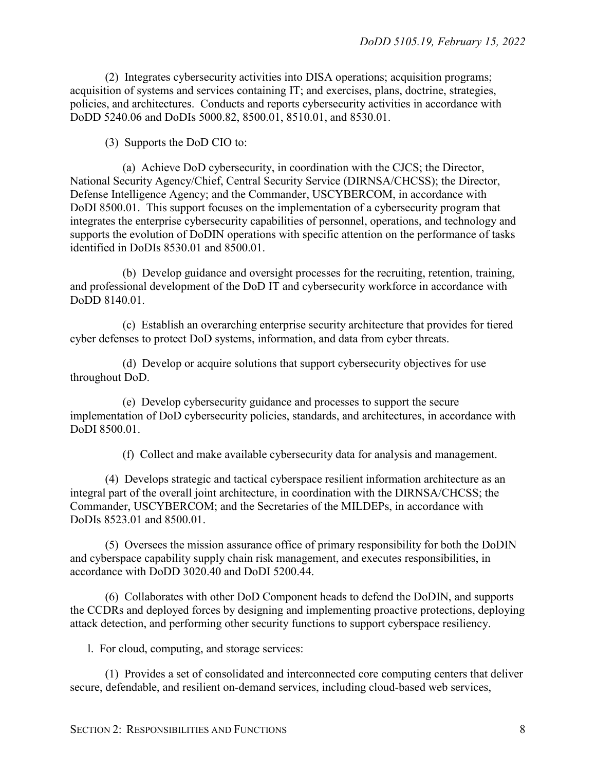(2) Integrates cybersecurity activities into DISA operations; acquisition programs; acquisition of systems and services containing IT; and exercises, plans, doctrine, strategies, policies, and architectures. Conducts and reports cybersecurity activities in accordance with DoDD 5240.06 and DoDIs 5000.82, 8500.01, 8510.01, and 8530.01.

(3) Supports the DoD CIO to:

(a) Achieve DoD cybersecurity, in coordination with the CJCS; the Director, National Security Agency/Chief, Central Security Service (DIRNSA/CHCSS); the Director, Defense Intelligence Agency; and the Commander, USCYBERCOM, in accordance with DoDI 8500.01. This support focuses on the implementation of a cybersecurity program that integrates the enterprise cybersecurity capabilities of personnel, operations, and technology and supports the evolution of DoDIN operations with specific attention on the performance of tasks identified in DoDIs 8530.01 and 8500.01.

(b) Develop guidance and oversight processes for the recruiting, retention, training, and professional development of the DoD IT and cybersecurity workforce in accordance with DoDD 8140.01.

(c) Establish an overarching enterprise security architecture that provides for tiered cyber defenses to protect DoD systems, information, and data from cyber threats.

(d) Develop or acquire solutions that support cybersecurity objectives for use throughout DoD.

(e) Develop cybersecurity guidance and processes to support the secure implementation of DoD cybersecurity policies, standards, and architectures, in accordance with DoDI 8500.01.

(f) Collect and make available cybersecurity data for analysis and management.

(4) Develops strategic and tactical cyberspace resilient information architecture as an integral part of the overall joint architecture, in coordination with the DIRNSA/CHCSS; the Commander, USCYBERCOM; and the Secretaries of the MILDEPs, in accordance with DoDIs 8523.01 and 8500.01.

(5) Oversees the mission assurance office of primary responsibility for both the DoDIN and cyberspace capability supply chain risk management, and executes responsibilities, in accordance with DoDD 3020.40 and DoDI 5200.44.

(6) Collaborates with other DoD Component heads to defend the DoDIN, and supports the CCDRs and deployed forces by designing and implementing proactive protections, deploying attack detection, and performing other security functions to support cyberspace resiliency.

l. For cloud, computing, and storage services:

(1) Provides a set of consolidated and interconnected core computing centers that deliver secure, defendable, and resilient on-demand services, including cloud-based web services,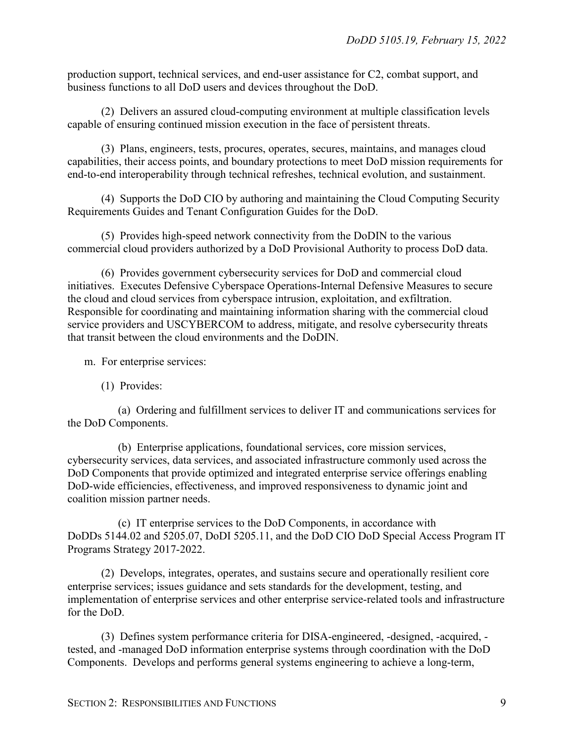production support, technical services, and end-user assistance for C2, combat support, and business functions to all DoD users and devices throughout the DoD.

(2) Delivers an assured cloud-computing environment at multiple classification levels capable of ensuring continued mission execution in the face of persistent threats.

(3) Plans, engineers, tests, procures, operates, secures, maintains, and manages cloud capabilities, their access points, and boundary protections to meet DoD mission requirements for end-to-end interoperability through technical refreshes, technical evolution, and sustainment.

(4) Supports the DoD CIO by authoring and maintaining the Cloud Computing Security Requirements Guides and Tenant Configuration Guides for the DoD.

(5) Provides high-speed network connectivity from the DoDIN to the various commercial cloud providers authorized by a DoD Provisional Authority to process DoD data.

(6) Provides government cybersecurity services for DoD and commercial cloud initiatives. Executes Defensive Cyberspace Operations-Internal Defensive Measures to secure the cloud and cloud services from cyberspace intrusion, exploitation, and exfiltration. Responsible for coordinating and maintaining information sharing with the commercial cloud service providers and USCYBERCOM to address, mitigate, and resolve cybersecurity threats that transit between the cloud environments and the DoDIN.

m. For enterprise services:

(1) Provides:

(a) Ordering and fulfillment services to deliver IT and communications services for the DoD Components.

(b) Enterprise applications, foundational services, core mission services, cybersecurity services, data services, and associated infrastructure commonly used across the DoD Components that provide optimized and integrated enterprise service offerings enabling DoD-wide efficiencies, effectiveness, and improved responsiveness to dynamic joint and coalition mission partner needs.

(c) IT enterprise services to the DoD Components, in accordance with DoDDs 5144.02 and 5205.07, DoDI 5205.11, and the DoD CIO DoD Special Access Program IT Programs Strategy 2017-2022.

(2) Develops, integrates, operates, and sustains secure and operationally resilient core enterprise services; issues guidance and sets standards for the development, testing, and implementation of enterprise services and other enterprise service-related tools and infrastructure for the DoD.

(3) Defines system performance criteria for DISA-engineered, -designed, -acquired, -tested, and -managed DoD information enterprise systems through coordination with the DoD Components. Develops and performs general systems engineering to achieve a long-term,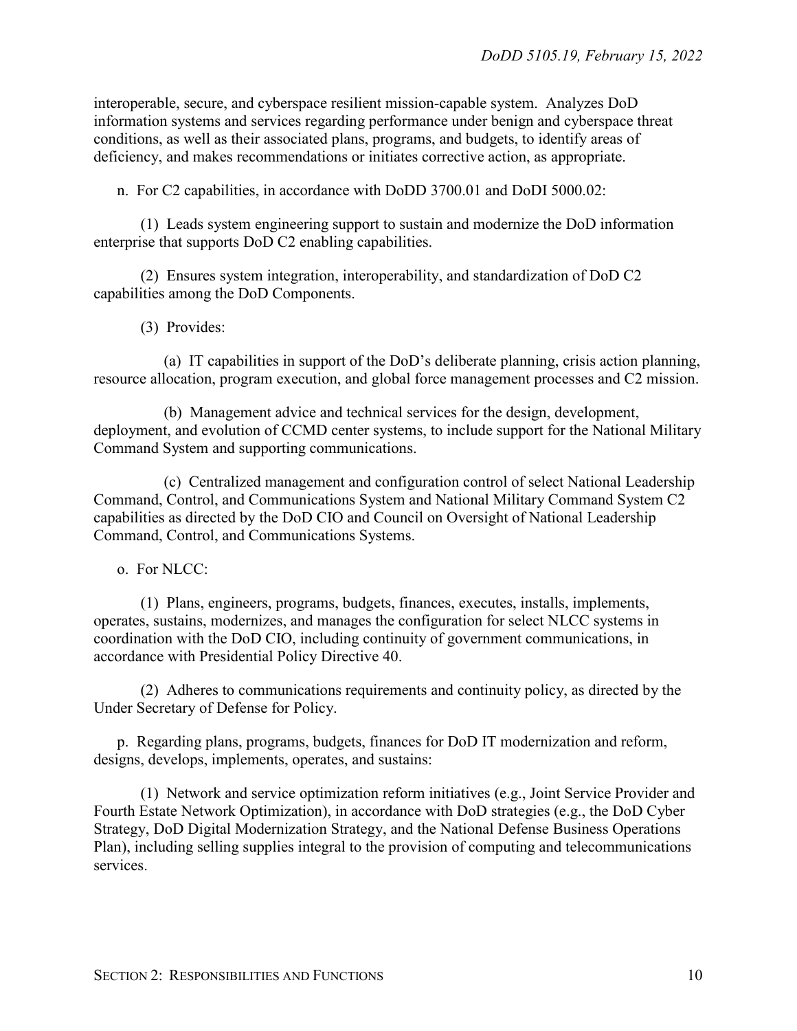interoperable, secure, and cyberspace resilient mission-capable system. Analyzes DoD information systems and services regarding performance under benign and cyberspace threat conditions, as well as their associated plans, programs, and budgets, to identify areas of deficiency, and makes recommendations or initiates corrective action, as appropriate.

n. For C2 capabilities, in accordance with DoDD 3700.01 and DoDI 5000.02:

(1) Leads system engineering support to sustain and modernize the DoD information enterprise that supports DoD C2 enabling capabilities.

(2) Ensures system integration, interoperability, and standardization of DoD C2 capabilities among the DoD Components.

(3) Provides:

(a) IT capabilities in support of the DoD's deliberate planning, crisis action planning, resource allocation, program execution, and global force management processes and C2 mission.

(b) Management advice and technical services for the design, development, deployment, and evolution of CCMD center systems, to include support for the National Military Command System and supporting communications.

(c) Centralized management and configuration control of select National Leadership Command, Control, and Communications System and National Military Command System C2 capabilities as directed by the DoD CIO and Council on Oversight of National Leadership Command, Control, and Communications Systems.

o. For NLCC:

(1) Plans, engineers, programs, budgets, finances, executes, installs, implements, operates, sustains, modernizes, and manages the configuration for select NLCC systems in coordination with the DoD CIO, including continuity of government communications, in accordance with Presidential Policy Directive 40.

(2) Adheres to communications requirements and continuity policy, as directed by the Under Secretary of Defense for Policy.

p. Regarding plans, programs, budgets, finances for DoD IT modernization and reform, designs, develops, implements, operates, and sustains:

(1) Network and service optimization reform initiatives (e.g., Joint Service Provider and Fourth Estate Network Optimization), in accordance with DoD strategies (e.g., the DoD Cyber Strategy, DoD Digital Modernization Strategy, and the National Defense Business Operations Plan), including selling supplies integral to the provision of computing and telecommunications services.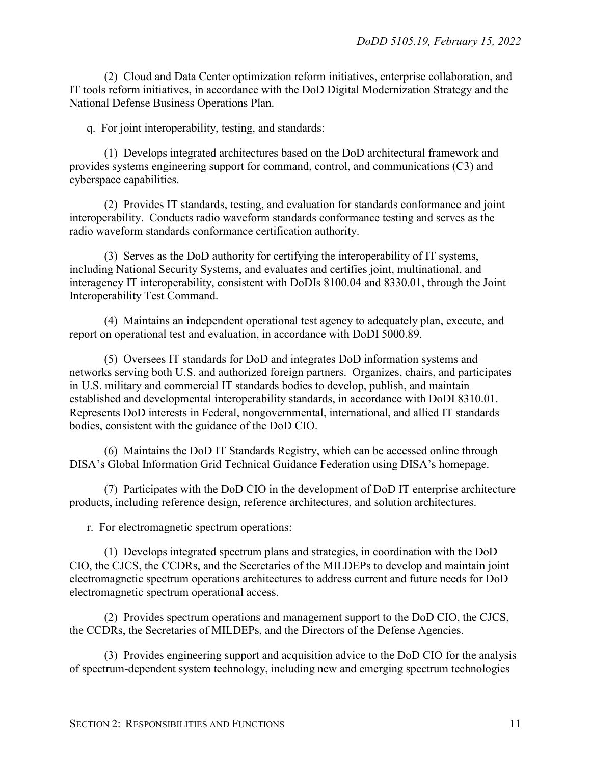(2) Cloud and Data Center optimization reform initiatives, enterprise collaboration, and IT tools reform initiatives, in accordance with the DoD Digital Modernization Strategy and the National Defense Business Operations Plan.

q. For joint interoperability, testing, and standards:

(1) Develops integrated architectures based on the DoD architectural framework and provides systems engineering support for command, control, and communications (C3) and cyberspace capabilities.

(2) Provides IT standards, testing, and evaluation for standards conformance and joint interoperability. Conducts radio waveform standards conformance testing and serves as the radio waveform standards conformance certification authority.

(3) Serves as the DoD authority for certifying the interoperability of IT systems, including National Security Systems, and evaluates and certifies joint, multinational, and interagency IT interoperability, consistent with DoDIs 8100.04 and 8330.01, through the Joint Interoperability Test Command.

(4) Maintains an independent operational test agency to adequately plan, execute, and report on operational test and evaluation, in accordance with DoDI 5000.89.

(5) Oversees IT standards for DoD and integrates DoD information systems and networks serving both U.S. and authorized foreign partners. Organizes, chairs, and participates in U.S. military and commercial IT standards bodies to develop, publish, and maintain established and developmental interoperability standards, in accordance with DoDI 8310.01. Represents DoD interests in Federal, nongovernmental, international, and allied IT standards bodies, consistent with the guidance of the DoD CIO.

(6) Maintains the DoD IT Standards Registry, which can be accessed online through DISA's Global Information Grid Technical Guidance Federation using DISA's homepage.

(7) Participates with the DoD CIO in the development of DoD IT enterprise architecture products, including reference design, reference architectures, and solution architectures.

r. For electromagnetic spectrum operations:

(1) Develops integrated spectrum plans and strategies, in coordination with the DoD CIO, the CJCS, the CCDRs, and the Secretaries of the MILDEPs to develop and maintain joint electromagnetic spectrum operations architectures to address current and future needs for DoD electromagnetic spectrum operational access.

(2) Provides spectrum operations and management support to the DoD CIO, the CJCS, the CCDRs, the Secretaries of MILDEPs, and the Directors of the Defense Agencies.

(3) Provides engineering support and acquisition advice to the DoD CIO for the analysis of spectrum-dependent system technology, including new and emerging spectrum technologies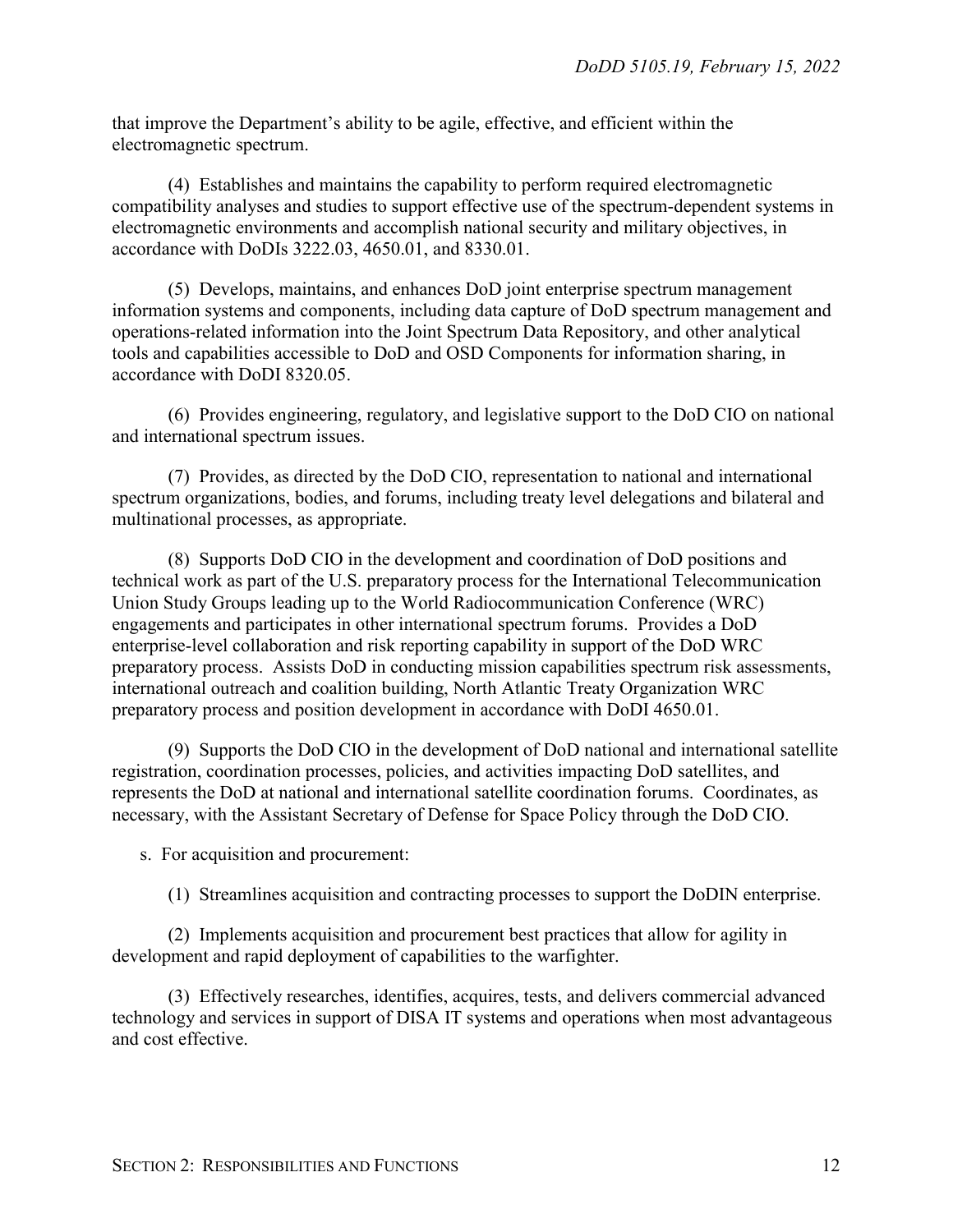that improve the Department's ability to be agile, effective, and efficient within the electromagnetic spectrum.

(4) Establishes and maintains the capability to perform required electromagnetic compatibility analyses and studies to support effective use of the spectrum-dependent systems in electromagnetic environments and accomplish national security and military objectives, in accordance with DoDIs 3222.03, 4650.01, and 8330.01.

(5) Develops, maintains, and enhances DoD joint enterprise spectrum management information systems and components, including data capture of DoD spectrum management and operations-related information into the Joint Spectrum Data Repository, and other analytical tools and capabilities accessible to DoD and OSD Components for information sharing, in accordance with DoDI 8320.05.

(6) Provides engineering, regulatory, and legislative support to the DoD CIO on national and international spectrum issues.

(7) Provides, as directed by the DoD CIO, representation to national and international spectrum organizations, bodies, and forums, including treaty level delegations and bilateral and multinational processes, as appropriate.

(8) Supports DoD CIO in the development and coordination of DoD positions and technical work as part of the U.S. preparatory process for the International Telecommunication Union Study Groups leading up to the World Radiocommunication Conference (WRC) engagements and participates in other international spectrum forums. Provides a DoD enterprise-level collaboration and risk reporting capability in support of the DoD WRC preparatory process. Assists DoD in conducting mission capabilities spectrum risk assessments, international outreach and coalition building, North Atlantic Treaty Organization WRC preparatory process and position development in accordance with DoDI 4650.01.

(9) Supports the DoD CIO in the development of DoD national and international satellite registration, coordination processes, policies, and activities impacting DoD satellites, and represents the DoD at national and international satellite coordination forums. Coordinates, as necessary, with the Assistant Secretary of Defense for Space Policy through the DoD CIO.

s. For acquisition and procurement:

(1) Streamlines acquisition and contracting processes to support the DoDIN enterprise.

(2) Implements acquisition and procurement best practices that allow for agility in development and rapid deployment of capabilities to the warfighter.

(3) Effectively researches, identifies, acquires, tests, and delivers commercial advanced technology and services in support of DISA IT systems and operations when most advantageous and cost effective.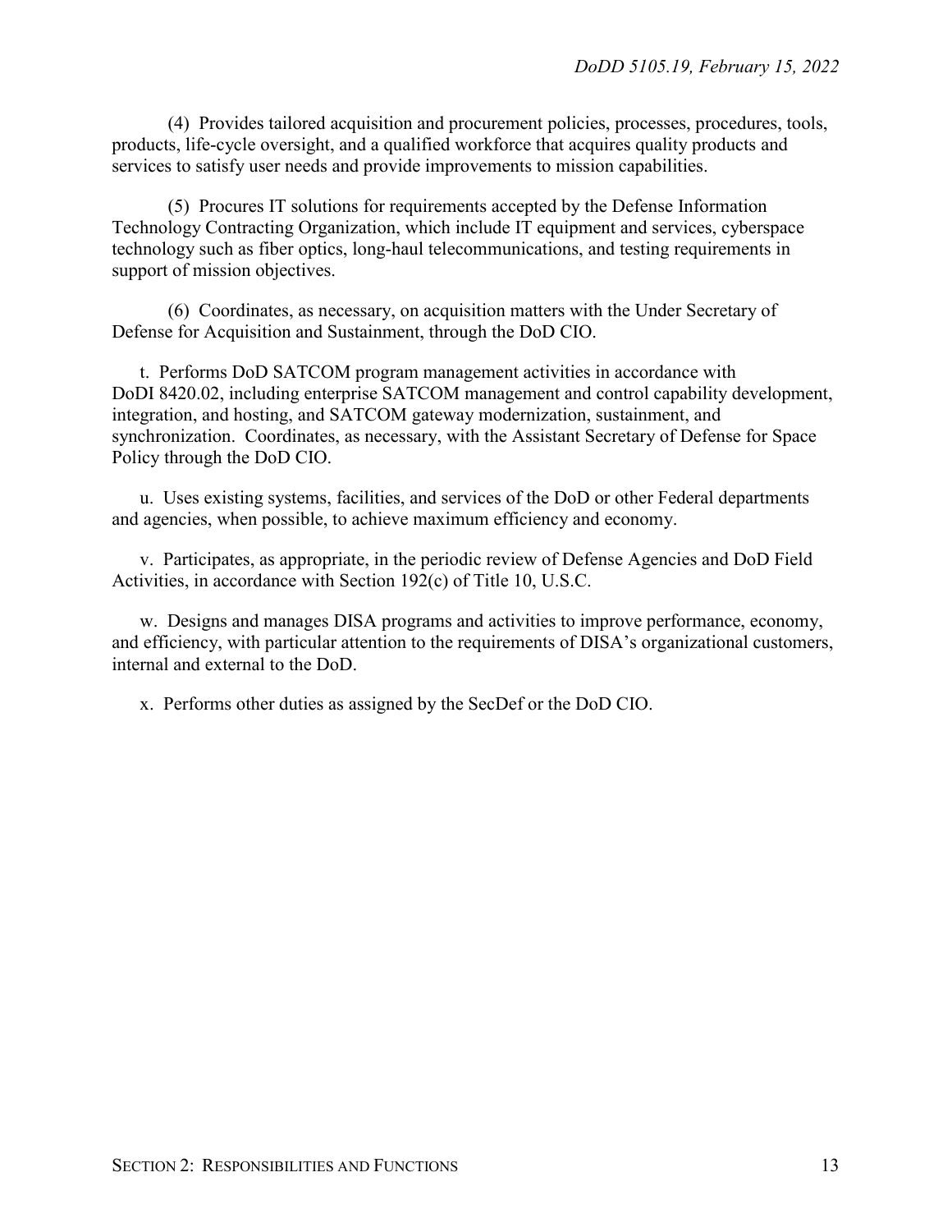(4) Provides tailored acquisition and procurement policies, processes, procedures, tools, products, life-cycle oversight, and a qualified workforce that acquires quality products and services to satisfy user needs and provide improvements to mission capabilities.

(5) Procures IT solutions for requirements accepted by the Defense Information Technology Contracting Organization, which include IT equipment and services, cyberspace technology such as fiber optics, long-haul telecommunications, and testing requirements in support of mission objectives.

(6) Coordinates, as necessary, on acquisition matters with the Under Secretary of Defense for Acquisition and Sustainment, through the DoD CIO.

t. Performs DoD SATCOM program management activities in accordance with DoDI 8420.02, including enterprise SATCOM management and control capability development, integration, and hosting, and SATCOM gateway modernization, sustainment, and synchronization. Coordinates, as necessary, with the Assistant Secretary of Defense for Space Policy through the DoD CIO.

u. Uses existing systems, facilities, and services of the DoD or other Federal departments and agencies, when possible, to achieve maximum efficiency and economy.

v. Participates, as appropriate, in the periodic review of Defense Agencies and DoD Field Activities, in accordance with Section 192(c) of Title 10, U.S.C.

w. Designs and manages DISA programs and activities to improve performance, economy, and efficiency, with particular attention to the requirements of DISA's organizational customers, internal and external to the DoD.

x. Performs other duties as assigned by the SecDef or the DoD CIO.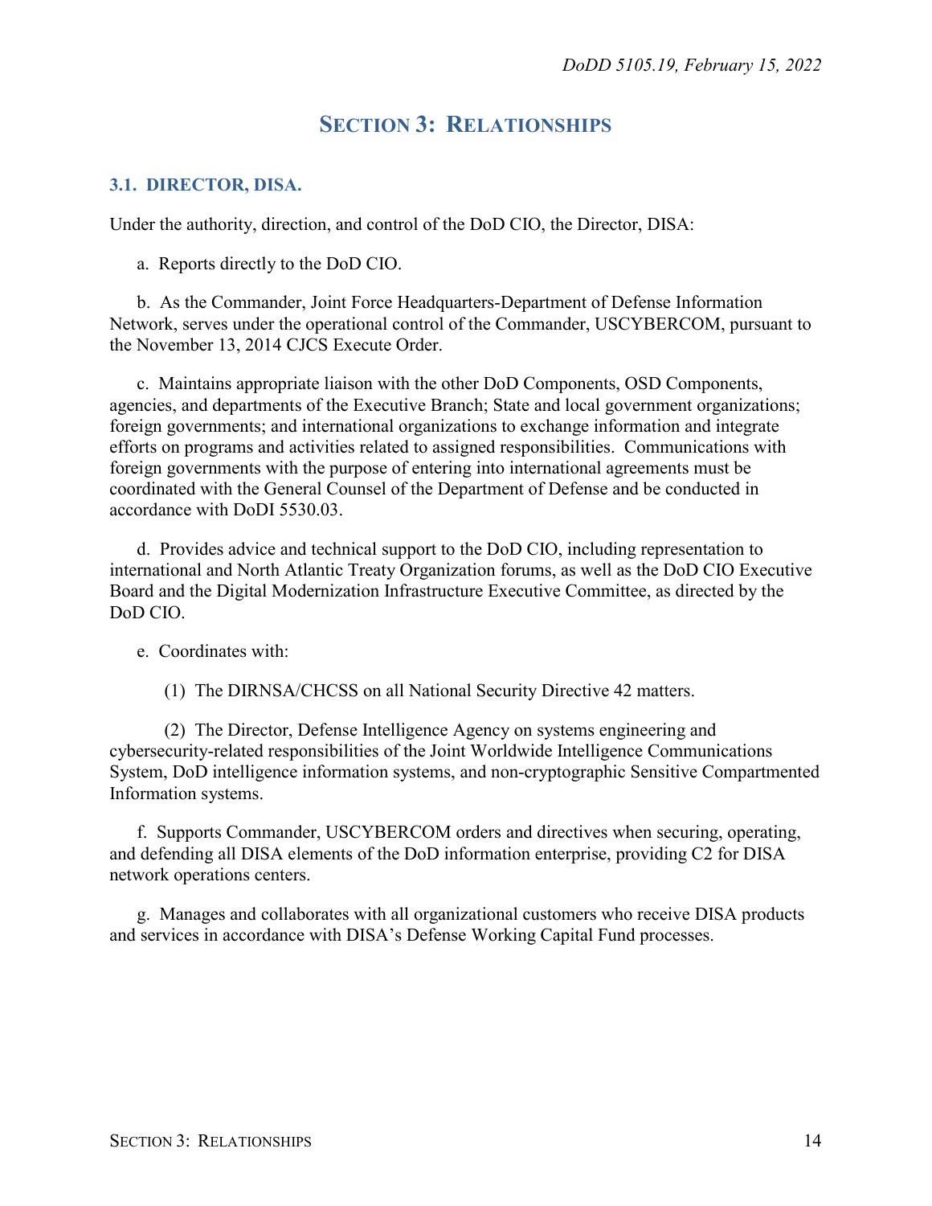# SECTION 3: RELATIONSHIPS

## 3.1. DIRECTOR, DISA.

Under the authority, direction, and control of the DoD CIO, the Director, DISA:

a. Reports directly to the DoD CIO.

b. As the Commander, Joint Force Headquarters-Department of Defense Information Network, serves under the operational control of the Commander, USCYBERCOM, pursuant to the November 13, 2014 CJCS Execute Order.

c. Maintains appropriate liaison with the other DoD Components, OSD Components, agencies, and departments of the Executive Branch; State and local government organizations; foreign governments; and international organizations to exchange information and integrate efforts on programs and activities related to assigned responsibilities. Communications with foreign governments with the purpose of entering into international agreements must be coordinated with the General Counsel of the Department of Defense and be conducted in accordance with DoDI 5530.03.

d. Provides advice and technical support to the DoD CIO, including representation to international and North Atlantic Treaty Organization forums, as well as the DoD CIO Executive Board and the Digital Modernization Infrastructure Executive Committee, as directed by the DoD CIO.

e. Coordinates with:

(1) The DIRNSA/CHCSS on all National Security Directive 42 matters.

(2) The Director, Defense Intelligence Agency on systems engineering and cybersecurity-related responsibilities of the Joint Worldwide Intelligence Communications System, DoD intelligence information systems, and non-cryptographic Sensitive Compartmented Information systems.

f. Supports Commander, USCYBERCOM orders and directives when securing, operating, and defending all DISA elements of the DoD information enterprise, providing C2 for DISA network operations centers.

g. Manages and collaborates with all organizational customers who receive DISA products and services in accordance with DISA's Defense Working Capital Fund processes.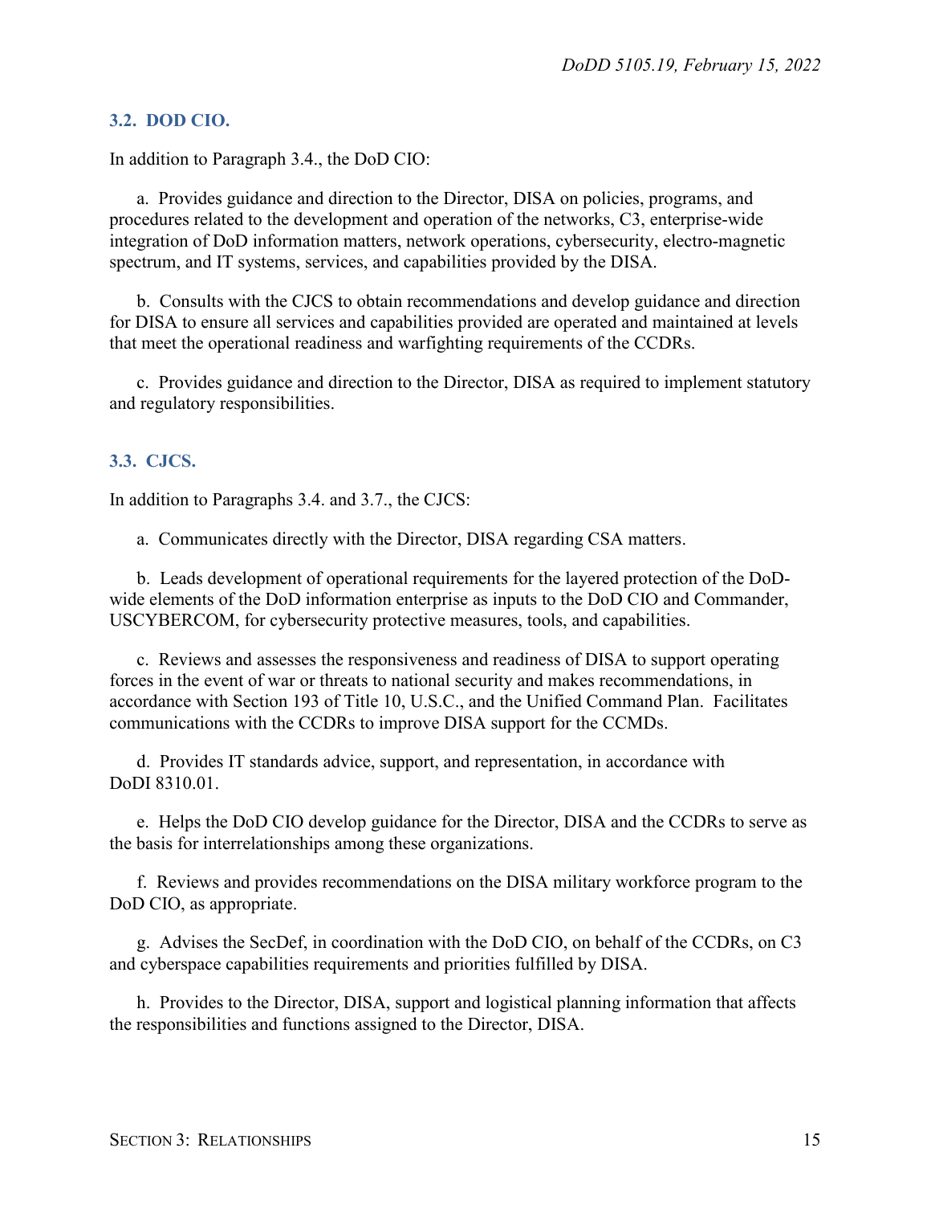### 3.2. DOD CIO.

In addition to Paragraph 3.4., the DoD CIO:

a. Provides guidance and direction to the Director, DISA on policies, programs, and procedures related to the development and operation of the networks, C3, enterprise-wide integration of DoD information matters, network operations, cybersecurity, electro-magnetic spectrum, and IT systems, services, and capabilities provided by the DISA.

b. Consults with the CJCS to obtain recommendations and develop guidance and direction for DISA to ensure all services and capabilities provided are operated and maintained at levels that meet the operational readiness and warfighting requirements of the CCDRs.

c. Provides guidance and direction to the Director, DISA as required to implement statutory and regulatory responsibilities.

### 3.3. CJCS.

In addition to Paragraphs 3.4. and 3.7., the CJCS:

a. Communicates directly with the Director, DISA regarding CSA matters.

b. Leads development of operational requirements for the layered protection of the DoD-wide elements of the DoD information enterprise as inputs to the DoD CIO and Commander, USCYBERCOM, for cybersecurity protective measures, tools, and capabilities.

c. Reviews and assesses the responsiveness and readiness of DISA to support operating forces in the event of war or threats to national security and makes recommendations, in accordance with Section 193 of Title 10, U.S.C., and the Unified Command Plan. Facilitates communications with the CCDRs to improve DISA support for the CCMDs.

d. Provides IT standards advice, support, and representation, in accordance with DoDI 8310.01.

e. Helps the DoD CIO develop guidance for the Director, DISA and the CCDRs to serve as the basis for interrelationships among these organizations.

f. Reviews and provides recommendations on the DISA military workforce program to the DoD CIO, as appropriate.

g. Advises the SecDef, in coordination with the DoD CIO, on behalf of the CCDRs, on C3 and cyberspace capabilities requirements and priorities fulfilled by DISA.

h. Provides to the Director, DISA, support and logistical planning information that affects the responsibilities and functions assigned to the Director, DISA.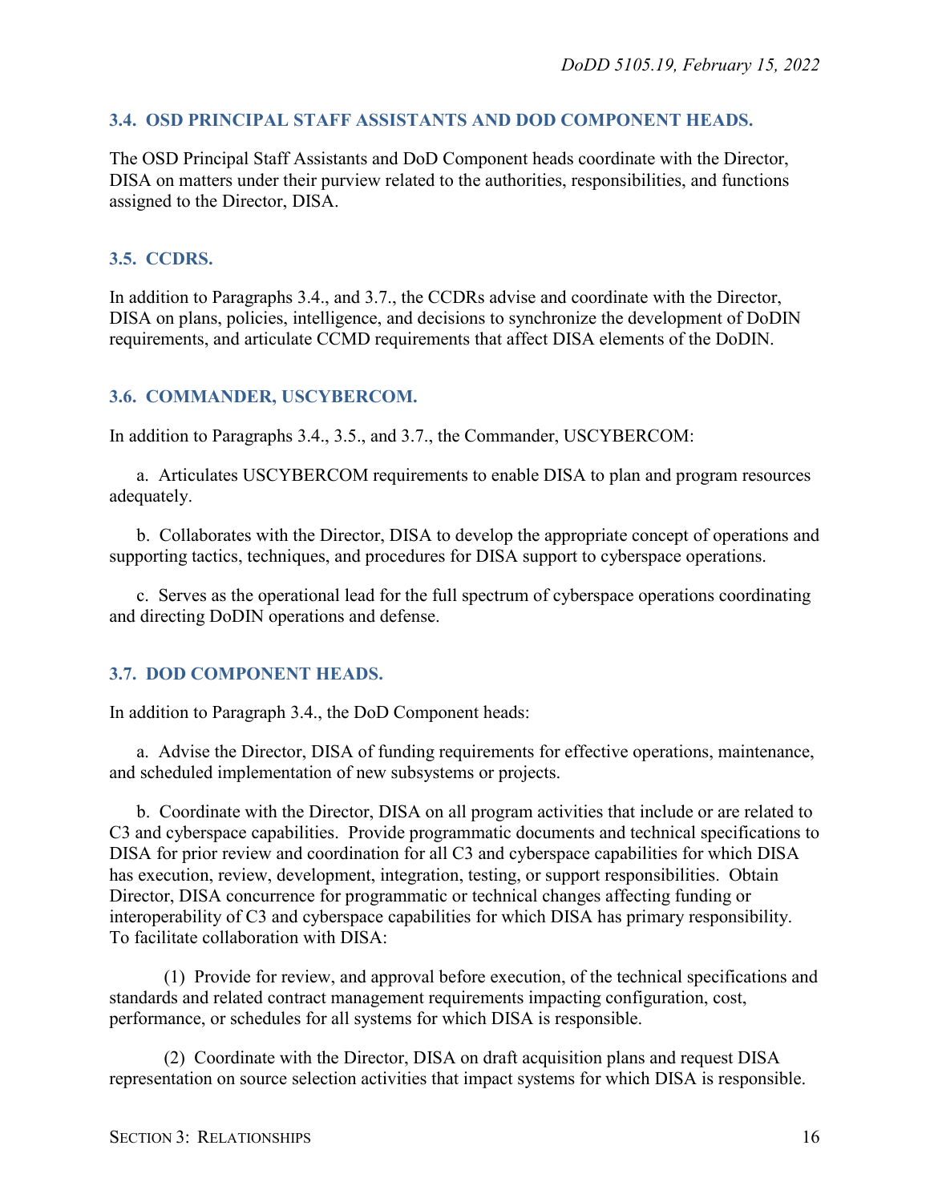### 3.4. OSD PRINCIPAL STAFF ASSISTANTS AND DOD COMPONENT HEADS.

The OSD Principal Staff Assistants and DoD Component heads coordinate with the Director, DISA on matters under their purview related to the authorities, responsibilities, and functions assigned to the Director, DISA.

### 3.5. CCDRS.

In addition to Paragraphs 3.4., and 3.7., the CCDRs advise and coordinate with the Director, DISA on plans, policies, intelligence, and decisions to synchronize the development of DoDIN requirements, and articulate CCMD requirements that affect DISA elements of the DoDIN.

### 3.6. COMMANDER, USCYBERCOM.

In addition to Paragraphs 3.4., 3.5., and 3.7., the Commander, USCYBERCOM:

a. Articulates USCYBERCOM requirements to enable DISA to plan and program resources adequately.

b. Collaborates with the Director, DISA to develop the appropriate concept of operations and supporting tactics, techniques, and procedures for DISA support to cyberspace operations.

c. Serves as the operational lead for the full spectrum of cyberspace operations coordinating and directing DoDIN operations and defense.

### 3.7. DOD COMPONENT HEADS.

In addition to Paragraph 3.4., the DoD Component heads:

a. Advise the Director, DISA of funding requirements for effective operations, maintenance, and scheduled implementation of new subsystems or projects.

b. Coordinate with the Director, DISA on all program activities that include or are related to C3 and cyberspace capabilities. Provide programmatic documents and technical specifications to DISA for prior review and coordination for all C3 and cyberspace capabilities for which DISA has execution, review, development, integration, testing, or support responsibilities. Obtain Director, DISA concurrence for programmatic or technical changes affecting funding or interoperability of C3 and cyberspace capabilities for which DISA has primary responsibility. To facilitate collaboration with DISA:

(1) Provide for review, and approval before execution, of the technical specifications and standards and related contract management requirements impacting configuration, cost, performance, or schedules for all systems for which DISA is responsible.

(2) Coordinate with the Director, DISA on draft acquisition plans and request DISA representation on source selection activities that impact systems for which DISA is responsible.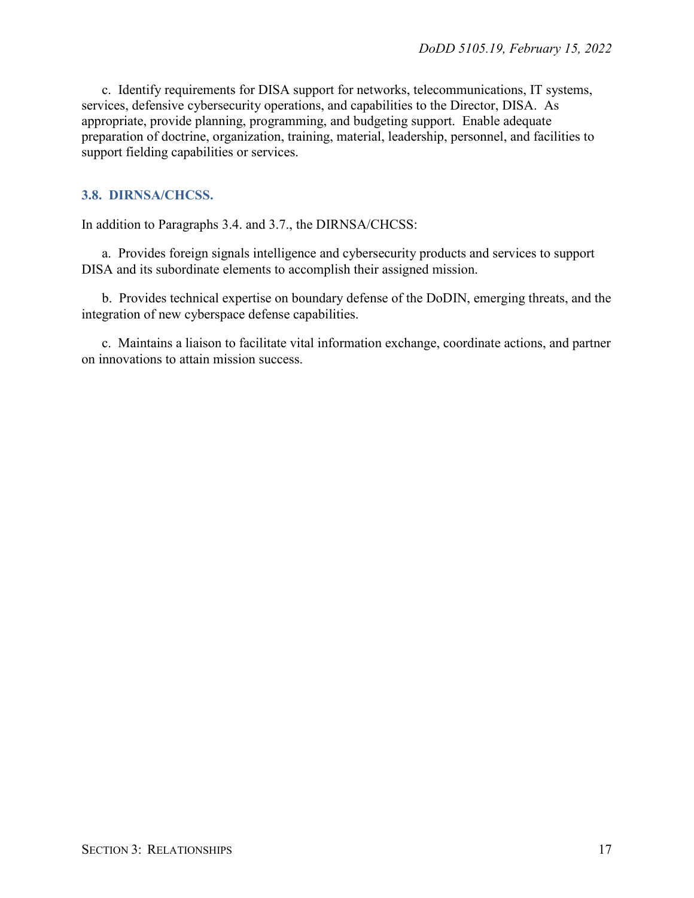c. Identify requirements for DISA support for networks, telecommunications, IT systems, services, defensive cybersecurity operations, and capabilities to the Director, DISA. As appropriate, provide planning, programming, and budgeting support. Enable adequate preparation of doctrine, organization, training, material, leadership, personnel, and facilities to support fielding capabilities or services.

### 3.8. DIRNSA/CHCSS.

In addition to Paragraphs 3.4. and 3.7., the DIRNSA/CHCSS:

a. Provides foreign signals intelligence and cybersecurity products and services to support DISA and its subordinate elements to accomplish their assigned mission.

b. Provides technical expertise on boundary defense of the DoDIN, emerging threats, and the integration of new cyberspace defense capabilities.

c. Maintains a liaison to facilitate vital information exchange, coordinate actions, and partner on innovations to attain mission success.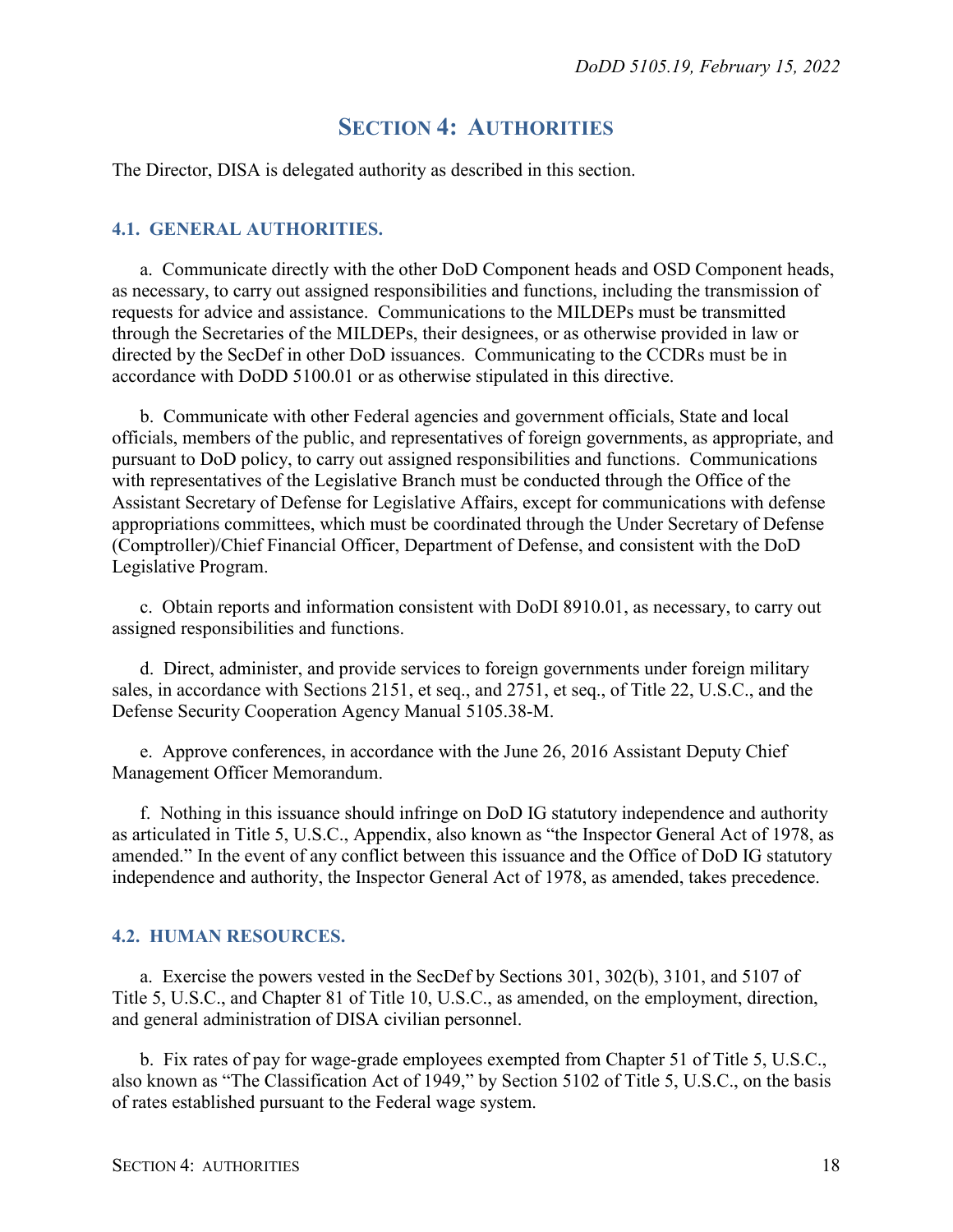# SECTION 4: AUTHORITIES

The Director, DISA is delegated authority as described in this section.

## 4.1. GENERAL AUTHORITIES.

a. Communicate directly with the other DoD Component heads and OSD Component heads, as necessary, to carry out assigned responsibilities and functions, including the transmission of requests for advice and assistance. Communications to the MILDEPs must be transmitted through the Secretaries of the MILDEPs, their designees, or as otherwise provided in law or directed by the SecDef in other DoD issuances. Communicating to the CCDRs must be in accordance with DoDD 5100.01 or as otherwise stipulated in this directive.

b. Communicate with other Federal agencies and government officials, State and local officials, members of the public, and representatives of foreign governments, as appropriate, and pursuant to DoD policy, to carry out assigned responsibilities and functions. Communications with representatives of the Legislative Branch must be conducted through the Office of the Assistant Secretary of Defense for Legislative Affairs, except for communications with defense appropriations committees, which must be coordinated through the Under Secretary of Defense (Comptroller)/Chief Financial Officer, Department of Defense, and consistent with the DoD Legislative Program.

c. Obtain reports and information consistent with DoDI 8910.01, as necessary, to carry out assigned responsibilities and functions.

d. Direct, administer, and provide services to foreign governments under foreign military sales, in accordance with Sections 2151, et seq., and 2751, et seq., of Title 22, U.S.C., and the Defense Security Cooperation Agency Manual 5105.38-M.

e. Approve conferences, in accordance with the June 26, 2016 Assistant Deputy Chief Management Officer Memorandum.

f. Nothing in this issuance should infringe on DoD IG statutory independence and authority as articulated in Title 5, U.S.C., Appendix, also known as "the Inspector General Act of 1978, as amended." In the event of any conflict between this issuance and the Office of DoD IG statutory independence and authority, the Inspector General Act of 1978, as amended, takes precedence.

## 4.2. HUMAN RESOURCES.

a. Exercise the powers vested in the SecDef by Sections 301, 302(b), 3101, and 5107 of Title 5, U.S.C., and Chapter 81 of Title 10, U.S.C., as amended, on the employment, direction, and general administration of DISA civilian personnel.

b. Fix rates of pay for wage-grade employees exempted from Chapter 51 of Title 5, U.S.C., also known as "The Classification Act of 1949," by Section 5102 of Title 5, U.S.C., on the basis of rates established pursuant to the Federal wage system.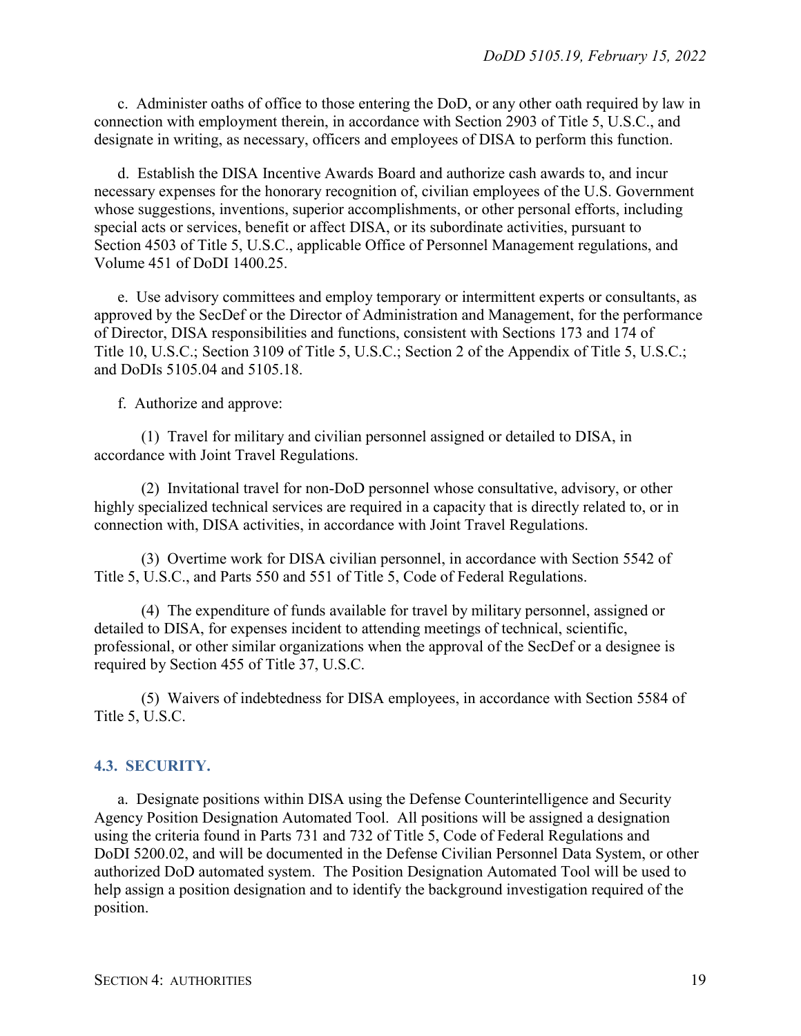c. Administer oaths of office to those entering the DoD, or any other oath required by law in connection with employment therein, in accordance with Section 2903 of Title 5, U.S.C., and designate in writing, as necessary, officers and employees of DISA to perform this function.

d. Establish the DISA Incentive Awards Board and authorize cash awards to, and incur necessary expenses for the honorary recognition of, civilian employees of the U.S. Government whose suggestions, inventions, superior accomplishments, or other personal efforts, including special acts or services, benefit or affect DISA, or its subordinate activities, pursuant to Section 4503 of Title 5, U.S.C., applicable Office of Personnel Management regulations, and Volume 451 of DoDI 1400.25.

e. Use advisory committees and employ temporary or intermittent experts or consultants, as approved by the SecDef or the Director of Administration and Management, for the performance of Director, DISA responsibilities and functions, consistent with Sections 173 and 174 of Title 10, U.S.C.; Section 3109 of Title 5, U.S.C.; Section 2 of the Appendix of Title 5, U.S.C.; and DoDIs 5105.04 and 5105.18.

f. Authorize and approve:

(1) Travel for military and civilian personnel assigned or detailed to DISA, in accordance with Joint Travel Regulations.

(2) Invitational travel for non-DoD personnel whose consultative, advisory, or other highly specialized technical services are required in a capacity that is directly related to, or in connection with, DISA activities, in accordance with Joint Travel Regulations.

(3) Overtime work for DISA civilian personnel, in accordance with Section 5542 of Title 5, U.S.C., and Parts 550 and 551 of Title 5, Code of Federal Regulations.

(4) The expenditure of funds available for travel by military personnel, assigned or detailed to DISA, for expenses incident to attending meetings of technical, scientific, professional, or other similar organizations when the approval of the SecDef or a designee is required by Section 455 of Title 37, U.S.C.

(5) Waivers of indebtedness for DISA employees, in accordance with Section 5584 of Title 5, U.S.C.

## 4.3. SECURITY.

a. Designate positions within DISA using the Defense Counterintelligence and Security Agency Position Designation Automated Tool. All positions will be assigned a designation using the criteria found in Parts 731 and 732 of Title 5, Code of Federal Regulations and DoDI 5200.02, and will be documented in the Defense Civilian Personnel Data System, or other authorized DoD automated system. The Position Designation Automated Tool will be used to help assign a position designation and to identify the background investigation required of the position.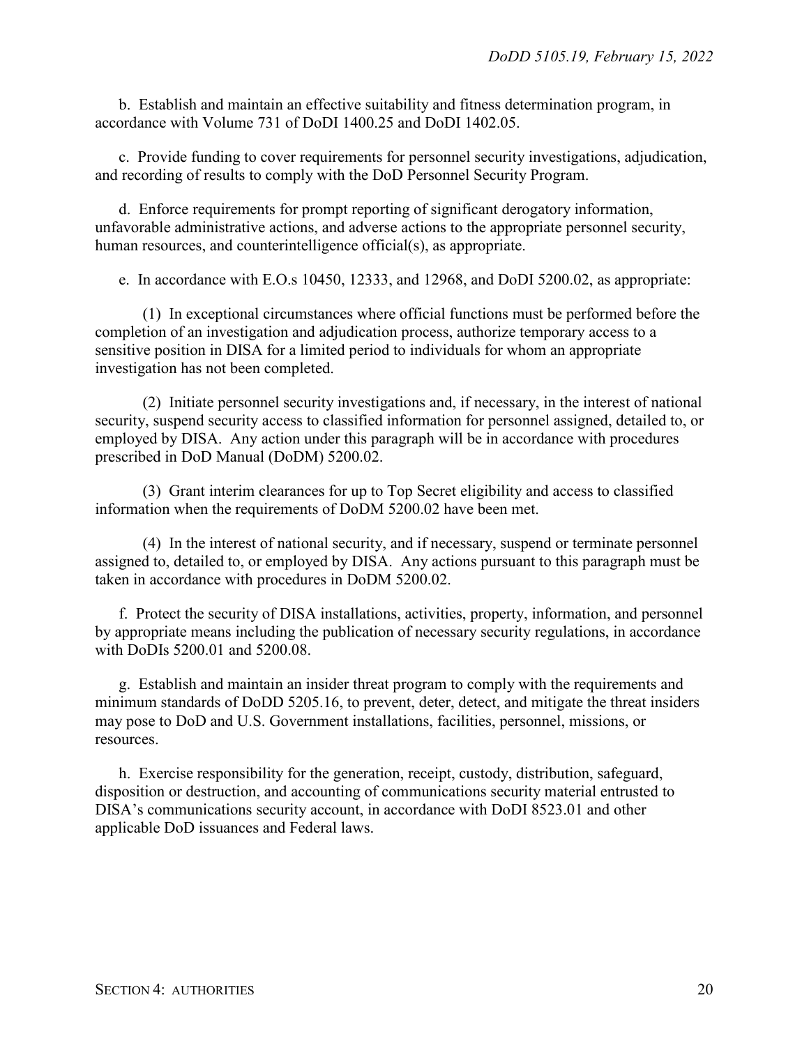b. Establish and maintain an effective suitability and fitness determination program, in accordance with Volume 731 of DoDI 1400.25 and DoDI 1402.05.

c. Provide funding to cover requirements for personnel security investigations, adjudication, and recording of results to comply with the DoD Personnel Security Program.

d. Enforce requirements for prompt reporting of significant derogatory information, unfavorable administrative actions, and adverse actions to the appropriate personnel security, human resources, and counterintelligence official(s), as appropriate.

e. In accordance with E.O.s 10450, 12333, and 12968, and DoDI 5200.02, as appropriate:

(1) In exceptional circumstances where official functions must be performed before the completion of an investigation and adjudication process, authorize temporary access to a sensitive position in DISA for a limited period to individuals for whom an appropriate investigation has not been completed.

(2) Initiate personnel security investigations and, if necessary, in the interest of national security, suspend security access to classified information for personnel assigned, detailed to, or employed by DISA. Any action under this paragraph will be in accordance with procedures prescribed in DoD Manual (DoDM) 5200.02.

(3) Grant interim clearances for up to Top Secret eligibility and access to classified information when the requirements of DoDM 5200.02 have been met.

(4) In the interest of national security, and if necessary, suspend or terminate personnel assigned to, detailed to, or employed by DISA. Any actions pursuant to this paragraph must be taken in accordance with procedures in DoDM 5200.02.

f. Protect the security of DISA installations, activities, property, information, and personnel by appropriate means including the publication of necessary security regulations, in accordance with DoDIs 5200.01 and 5200.08.

g. Establish and maintain an insider threat program to comply with the requirements and minimum standards of DoDD 5205.16, to prevent, deter, detect, and mitigate the threat insiders may pose to DoD and U.S. Government installations, facilities, personnel, missions, or resources.

h. Exercise responsibility for the generation, receipt, custody, distribution, safeguard, disposition or destruction, and accounting of communications security material entrusted to DISA's communications security account, in accordance with DoDI 8523.01 and other applicable DoD issuances and Federal laws.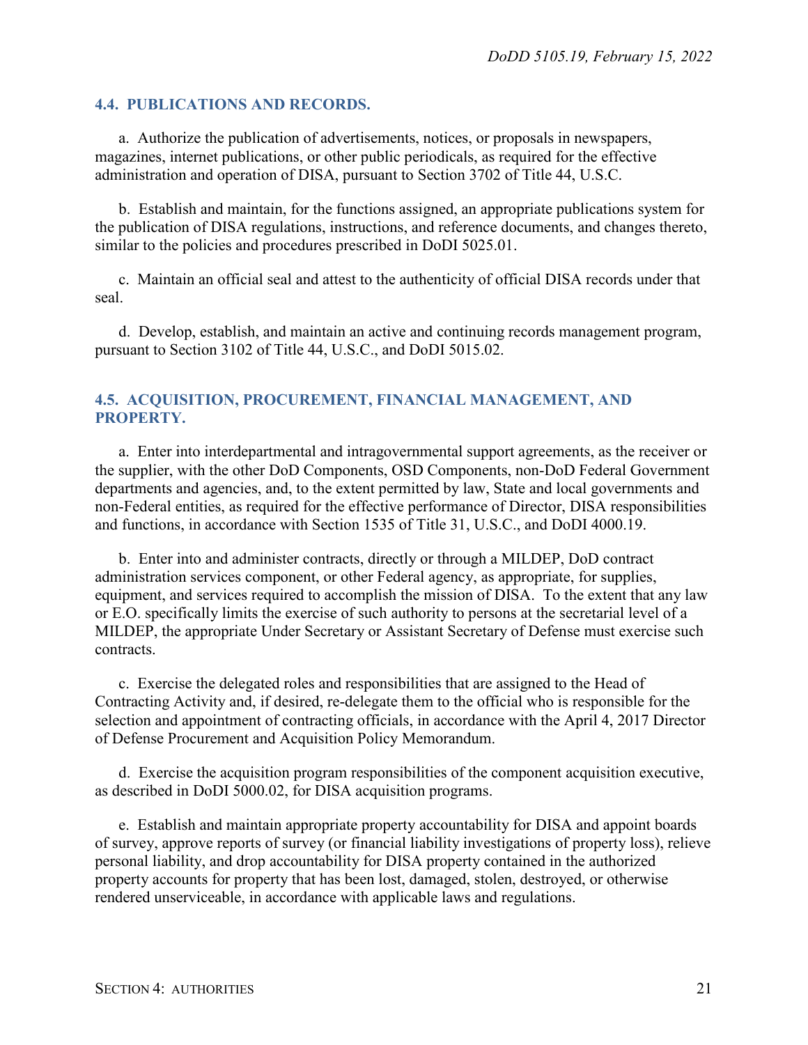### 4.4. PUBLICATIONS AND RECORDS.

a. Authorize the publication of advertisements, notices, or proposals in newspapers, magazines, internet publications, or other public periodicals, as required for the effective administration and operation of DISA, pursuant to Section 3702 of Title 44, U.S.C.

b. Establish and maintain, for the functions assigned, an appropriate publications system for the publication of DISA regulations, instructions, and reference documents, and changes thereto, similar to the policies and procedures prescribed in DoDI 5025.01.

c. Maintain an official seal and attest to the authenticity of official DISA records under that seal.

d. Develop, establish, and maintain an active and continuing records management program, pursuant to Section 3102 of Title 44, U.S.C., and DoDI 5015.02.

### 4.5. ACQUISITION, PROCUREMENT, FINANCIAL MANAGEMENT, AND PROPERTY.

a. Enter into interdepartmental and intragovernmental support agreements, as the receiver or the supplier, with the other DoD Components, OSD Components, non-DoD Federal Government departments and agencies, and, to the extent permitted by law, State and local governments and non-Federal entities, as required for the effective performance of Director, DISA responsibilities and functions, in accordance with Section 1535 of Title 31, U.S.C., and DoDI 4000.19.

b. Enter into and administer contracts, directly or through a MILDEP, DoD contract administration services component, or other Federal agency, as appropriate, for supplies, equipment, and services required to accomplish the mission of DISA. To the extent that any law or E.O. specifically limits the exercise of such authority to persons at the secretarial level of a MILDEP, the appropriate Under Secretary or Assistant Secretary of Defense must exercise such contracts.

c. Exercise the delegated roles and responsibilities that are assigned to the Head of Contracting Activity and, if desired, re-delegate them to the official who is responsible for the selection and appointment of contracting officials, in accordance with the April 4, 2017 Director of Defense Procurement and Acquisition Policy Memorandum.

d. Exercise the acquisition program responsibilities of the component acquisition executive, as described in DoDI 5000.02, for DISA acquisition programs.

e. Establish and maintain appropriate property accountability for DISA and appoint boards of survey, approve reports of survey (or financial liability investigations of property loss), relieve personal liability, and drop accountability for DISA property contained in the authorized property accounts for property that has been lost, damaged, stolen, destroyed, or otherwise rendered unserviceable, in accordance with applicable laws and regulations.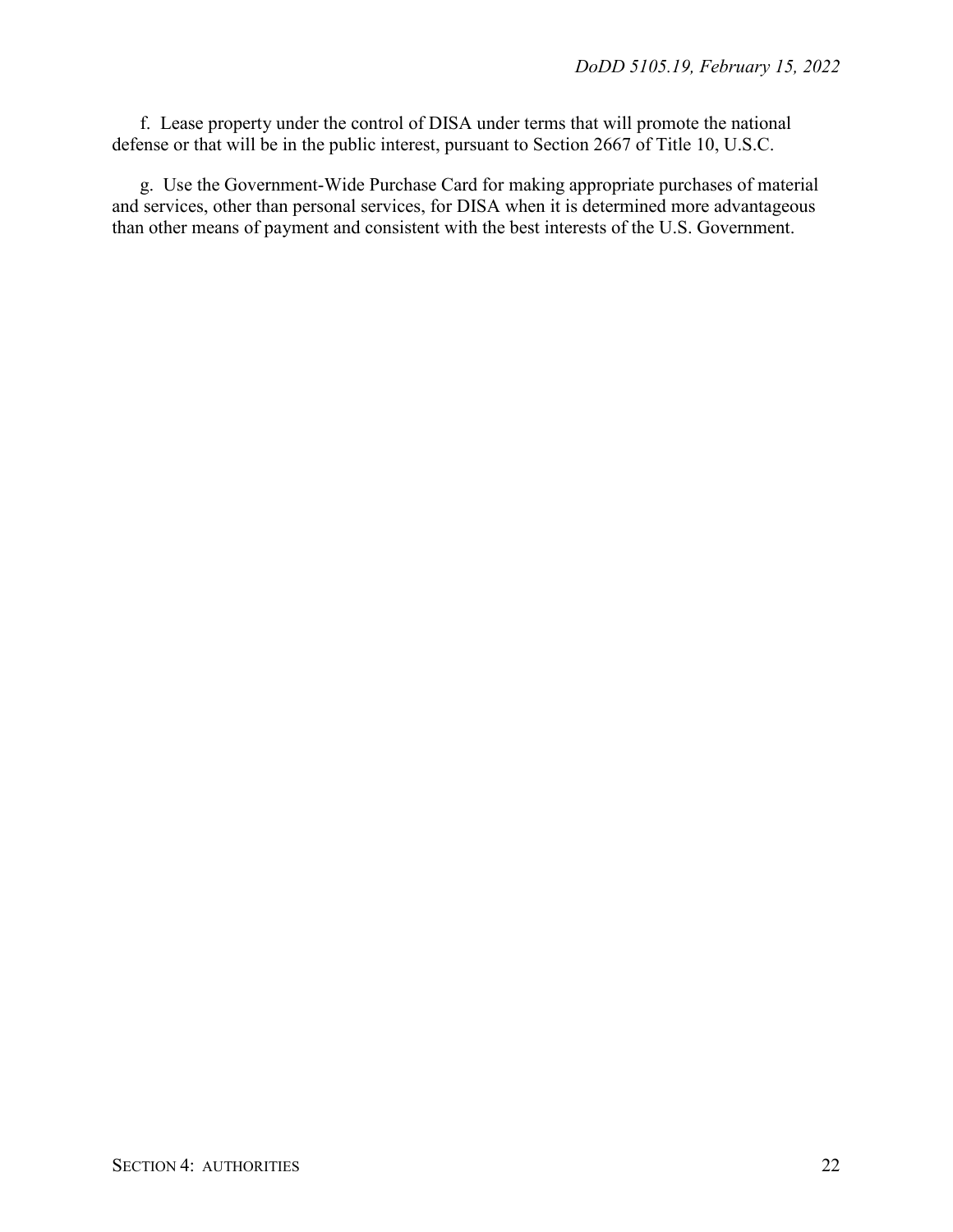f. Lease property under the control of DISA under terms that will promote the national defense or that will be in the public interest, pursuant to Section 2667 of Title 10, U.S.C.

g. Use the Government-Wide Purchase Card for making appropriate purchases of material and services, other than personal services, for DISA when it is determined more advantageous than other means of payment and consistent with the best interests of the U.S. Government.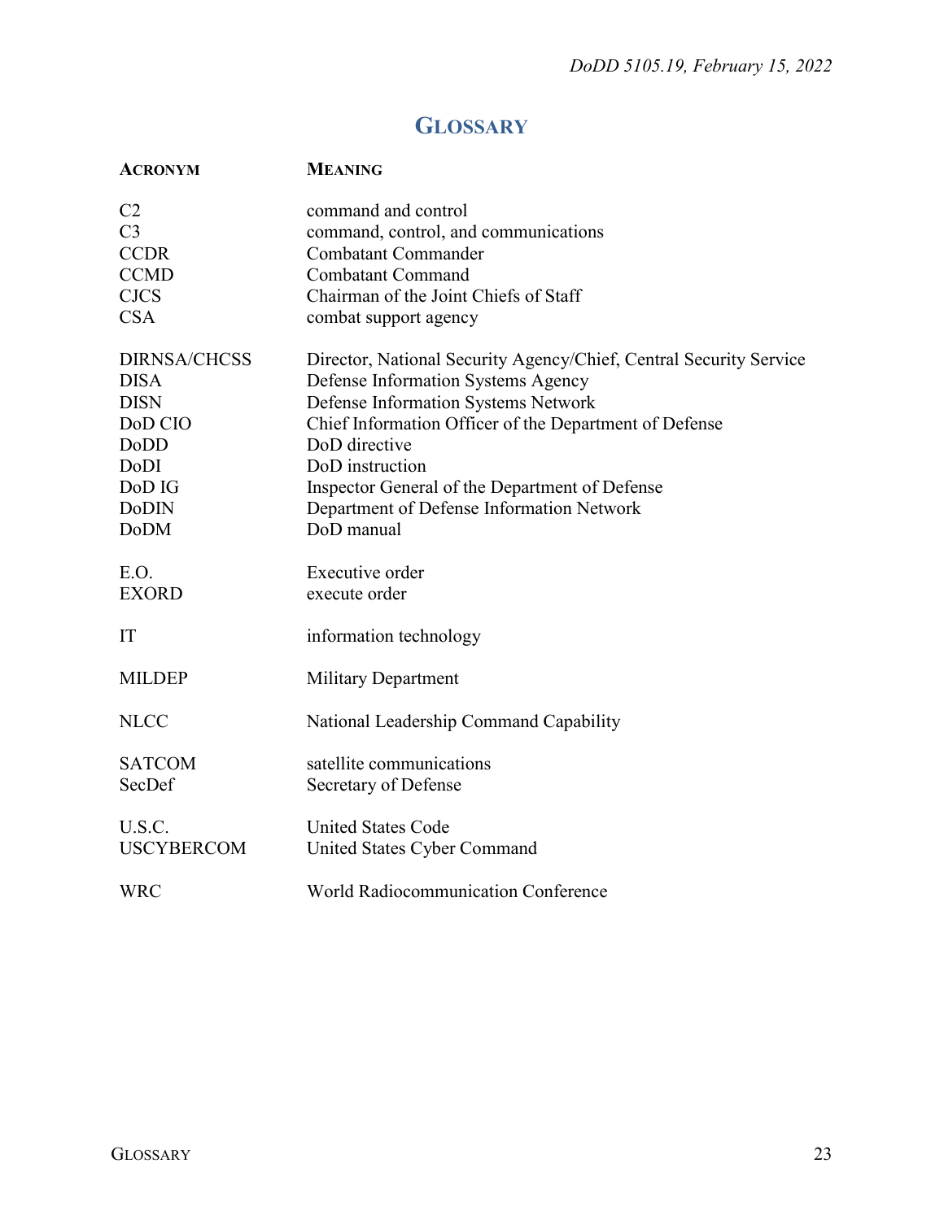# GLOSSARY

| ACRONYM | MEANING |
| --- | --- |
| C2 | command and control |
| C3 | command, control, and communications |
| CCDR | Combatant Commander |
| CCMD | Combatant Command |
| CJCS | Chairman of the Joint Chiefs of Staff |
| CSA | combat support agency |
| DIRNSA/CHCSS | Director, National Security Agency/Chief, Central Security Service |
| DISA | Defense Information Systems Agency |
| DISN | Defense Information Systems Network |
| DoD CIO | Chief Information Officer of the Department of Defense |
| DoDD | DoD directive |
| DoDI | DoD instruction |
| DoD IG | Inspector General of the Department of Defense |
| DoDIN | Department of Defense Information Network |
| DoDM | DoD manual |
| E.O. | Executive order |
| EXORD | execute order |
| IT | information technology |
| MILDEP | Military Department |
| NLCC | National Leadership Command Capability |
| SATCOM | satellite communications |
| SecDef | Secretary of Defense |
| U.S.C. | United States Code |
| USCYBERCOM | United States Cyber Command |
| WRC | World Radiocommunication Conference |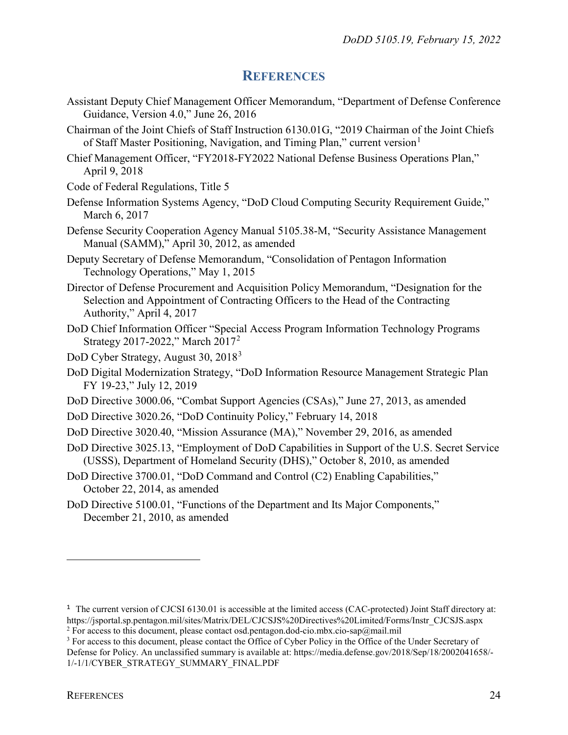## REFERENCES

Assistant Deputy Chief Management Officer Memorandum, "Department of Defense Conference Guidance, Version 4.0," June 26, 2016

Chairman of the Joint Chiefs of Staff Instruction 6130.01G, "2019 Chairman of the Joint Chiefs of Staff Master Positioning, Navigation, and Timing Plan," current version[1]

Chief Management Officer, "FY2018-FY2022 National Defense Business Operations Plan," April 9, 2018

Code of Federal Regulations, Title 5

Defense Information Systems Agency, "DoD Cloud Computing Security Requirement Guide," March 6, 2017

Defense Security Cooperation Agency Manual 5105.38-M, "Security Assistance Management Manual (SAMM)," April 30, 2012, as amended

Deputy Secretary of Defense Memorandum, "Consolidation of Pentagon Information Technology Operations," May 1, 2015

Director of Defense Procurement and Acquisition Policy Memorandum, "Designation for the Selection and Appointment of Contracting Officers to the Head of the Contracting Authority," April 4, 2017

DoD Chief Information Officer "Special Access Program Information Technology Programs Strategy 2017-2022," March 2017[2]

DoD Cyber Strategy, August 30, 2018[3]

DoD Digital Modernization Strategy, "DoD Information Resource Management Strategic Plan FY 19-23," July 12, 2019

DoD Directive 3000.06, "Combat Support Agencies (CSAs)," June 27, 2013, as amended

DoD Directive 3020.26, "DoD Continuity Policy," February 14, 2018

DoD Directive 3020.40, "Mission Assurance (MA)," November 29, 2016, as amended

DoD Directive 3025.13, "Employment of DoD Capabilities in Support of the U.S. Secret Service (USSS), Department of Homeland Security (DHS)," October 8, 2010, as amended

DoD Directive 3700.01, "DoD Command and Control (C2) Enabling Capabilities," October 22, 2014, as amended

DoD Directive 5100.01, "Functions of the Department and Its Major Components," December 21, 2010, as amended

---

[1] The current version of CJCSI 6130.01 is accessible at the limited access (CAC-protected) Joint Staff directory at: https://jsportal.sp.pentagon.mil/sites/Matrix/DEL/CJCSJS%20Directives%20Limited/Forms/Instr_CJCSJS.aspx

[2] For access to this document, please contact osd.pentagon.dod-cio.mbx.cio-sap@mail.mil

[3] For access to this document, please contact the Office of Cyber Policy in the Office of the Under Secretary of Defense for Policy. An unclassified summary is available at: https://media.defense.gov/2018/Sep/18/2002041658/-1/-1/1/CYBER_STRATEGY_SUMMARY_FINAL.PDF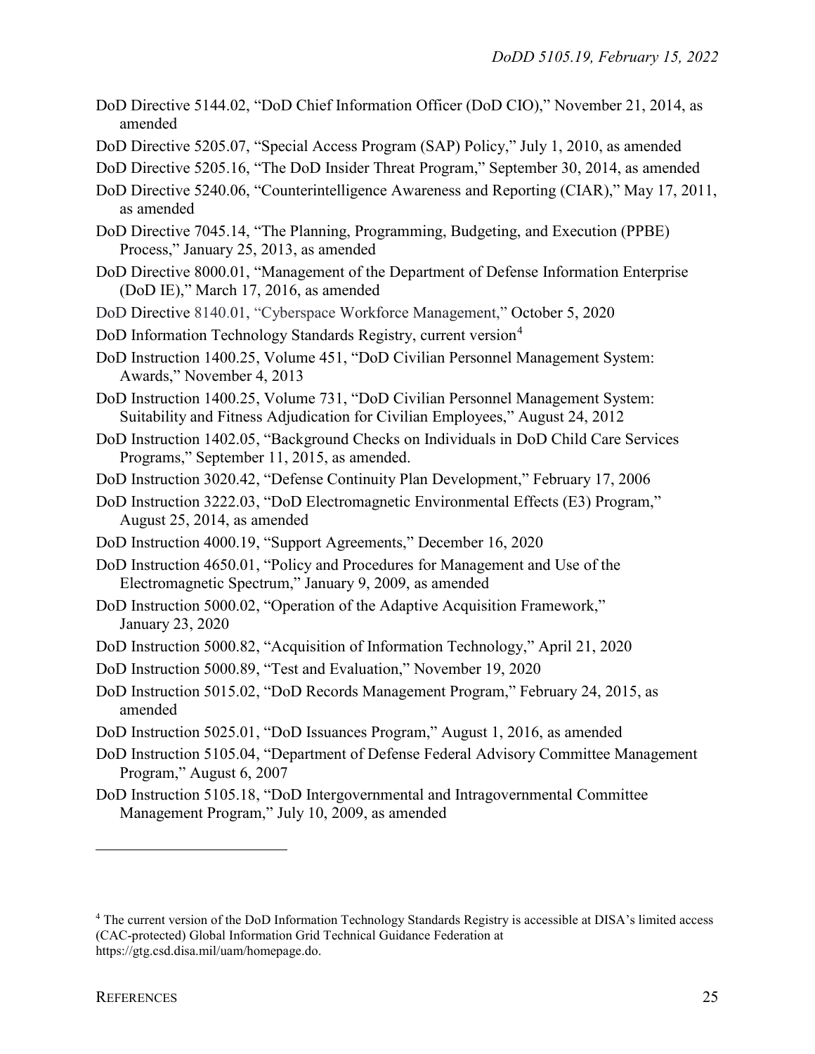DoD Directive 5144.02, "DoD Chief Information Officer (DoD CIO)," November 21, 2014, as amended

DoD Directive 5205.07, "Special Access Program (SAP) Policy," July 1, 2010, as amended

DoD Directive 5205.16, "The DoD Insider Threat Program," September 30, 2014, as amended

DoD Directive 5240.06, "Counterintelligence Awareness and Reporting (CIAR)," May 17, 2011, as amended

DoD Directive 7045.14, "The Planning, Programming, Budgeting, and Execution (PPBE) Process," January 25, 2013, as amended

DoD Directive 8000.01, "Management of the Department of Defense Information Enterprise (DoD IE)," March 17, 2016, as amended

DoD Directive 8140.01, "Cyberspace Workforce Management," October 5, 2020

DoD Information Technology Standards Registry, current version[4]

DoD Instruction 1400.25, Volume 451, "DoD Civilian Personnel Management System: Awards," November 4, 2013

DoD Instruction 1400.25, Volume 731, "DoD Civilian Personnel Management System: Suitability and Fitness Adjudication for Civilian Employees," August 24, 2012

DoD Instruction 1402.05, "Background Checks on Individuals in DoD Child Care Services Programs," September 11, 2015, as amended.

DoD Instruction 3020.42, "Defense Continuity Plan Development," February 17, 2006

DoD Instruction 3222.03, "DoD Electromagnetic Environmental Effects (E3) Program," August 25, 2014, as amended

DoD Instruction 4000.19, "Support Agreements," December 16, 2020

DoD Instruction 4650.01, "Policy and Procedures for Management and Use of the Electromagnetic Spectrum," January 9, 2009, as amended

DoD Instruction 5000.02, "Operation of the Adaptive Acquisition Framework," January 23, 2020

DoD Instruction 5000.82, "Acquisition of Information Technology," April 21, 2020

DoD Instruction 5000.89, "Test and Evaluation," November 19, 2020

DoD Instruction 5015.02, "DoD Records Management Program," February 24, 2015, as amended

DoD Instruction 5025.01, "DoD Issuances Program," August 1, 2016, as amended

DoD Instruction 5105.04, "Department of Defense Federal Advisory Committee Management Program," August 6, 2007

DoD Instruction 5105.18, "DoD Intergovernmental and Intragovernmental Committee Management Program," July 10, 2009, as amended

---

[4] The current version of the DoD Information Technology Standards Registry is accessible at DISA's limited access (CAC-protected) Global Information Grid Technical Guidance Federation at https://gtg.csd.disa.mil/uam/homepage.do.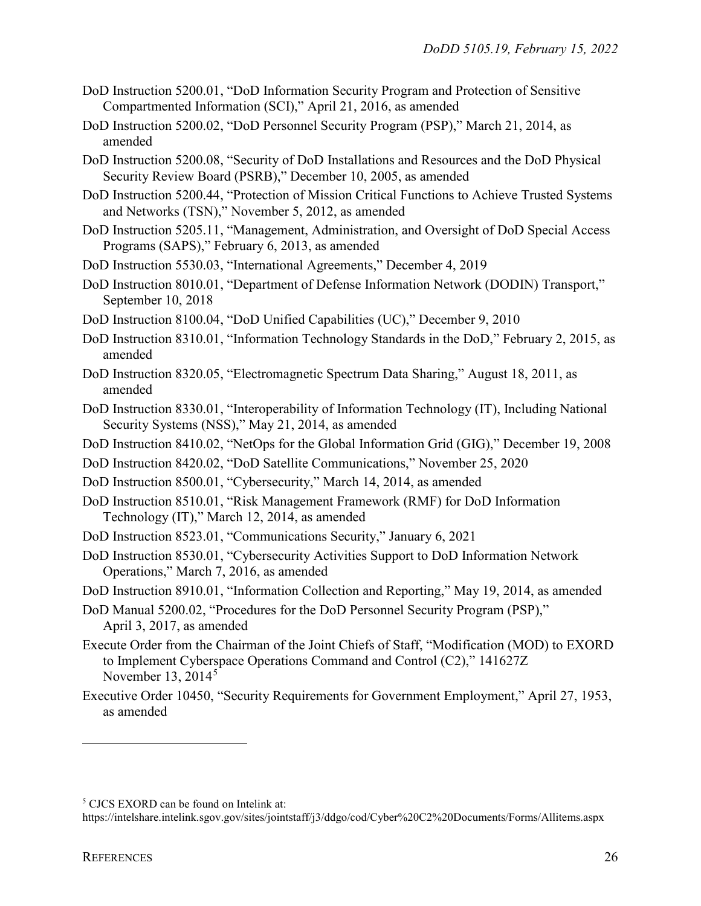DoD Instruction 5200.01, "DoD Information Security Program and Protection of Sensitive Compartmented Information (SCI)," April 21, 2016, as amended

DoD Instruction 5200.02, "DoD Personnel Security Program (PSP)," March 21, 2014, as amended

DoD Instruction 5200.08, "Security of DoD Installations and Resources and the DoD Physical Security Review Board (PSRB)," December 10, 2005, as amended

DoD Instruction 5200.44, "Protection of Mission Critical Functions to Achieve Trusted Systems and Networks (TSN)," November 5, 2012, as amended

DoD Instruction 5205.11, "Management, Administration, and Oversight of DoD Special Access Programs (SAPS)," February 6, 2013, as amended

DoD Instruction 5530.03, "International Agreements," December 4, 2019

DoD Instruction 8010.01, "Department of Defense Information Network (DODIN) Transport," September 10, 2018

DoD Instruction 8100.04, "DoD Unified Capabilities (UC)," December 9, 2010

DoD Instruction 8310.01, "Information Technology Standards in the DoD," February 2, 2015, as amended

DoD Instruction 8320.05, "Electromagnetic Spectrum Data Sharing," August 18, 2011, as amended

DoD Instruction 8330.01, "Interoperability of Information Technology (IT), Including National Security Systems (NSS)," May 21, 2014, as amended

DoD Instruction 8410.02, "NetOps for the Global Information Grid (GIG)," December 19, 2008

DoD Instruction 8420.02, "DoD Satellite Communications," November 25, 2020

DoD Instruction 8500.01, "Cybersecurity," March 14, 2014, as amended

DoD Instruction 8510.01, "Risk Management Framework (RMF) for DoD Information Technology (IT)," March 12, 2014, as amended

DoD Instruction 8523.01, "Communications Security," January 6, 2021

DoD Instruction 8530.01, "Cybersecurity Activities Support to DoD Information Network Operations," March 7, 2016, as amended

DoD Instruction 8910.01, "Information Collection and Reporting," May 19, 2014, as amended

DoD Manual 5200.02, "Procedures for the DoD Personnel Security Program (PSP)," April 3, 2017, as amended

Execute Order from the Chairman of the Joint Chiefs of Staff, "Modification (MOD) to EXORD to Implement Cyberspace Operations Command and Control (C2)," 141627Z November 13, 2014[5]

Executive Order 10450, "Security Requirements for Government Employment," April 27, 1953, as amended

---

[5] CJCS EXORD can be found on Intelink at: https://intelshare.intelink.sgov.gov/sites/jointstaff/j3/ddgo/cod/Cyber%20C2%20Documents/Forms/Allitems.aspx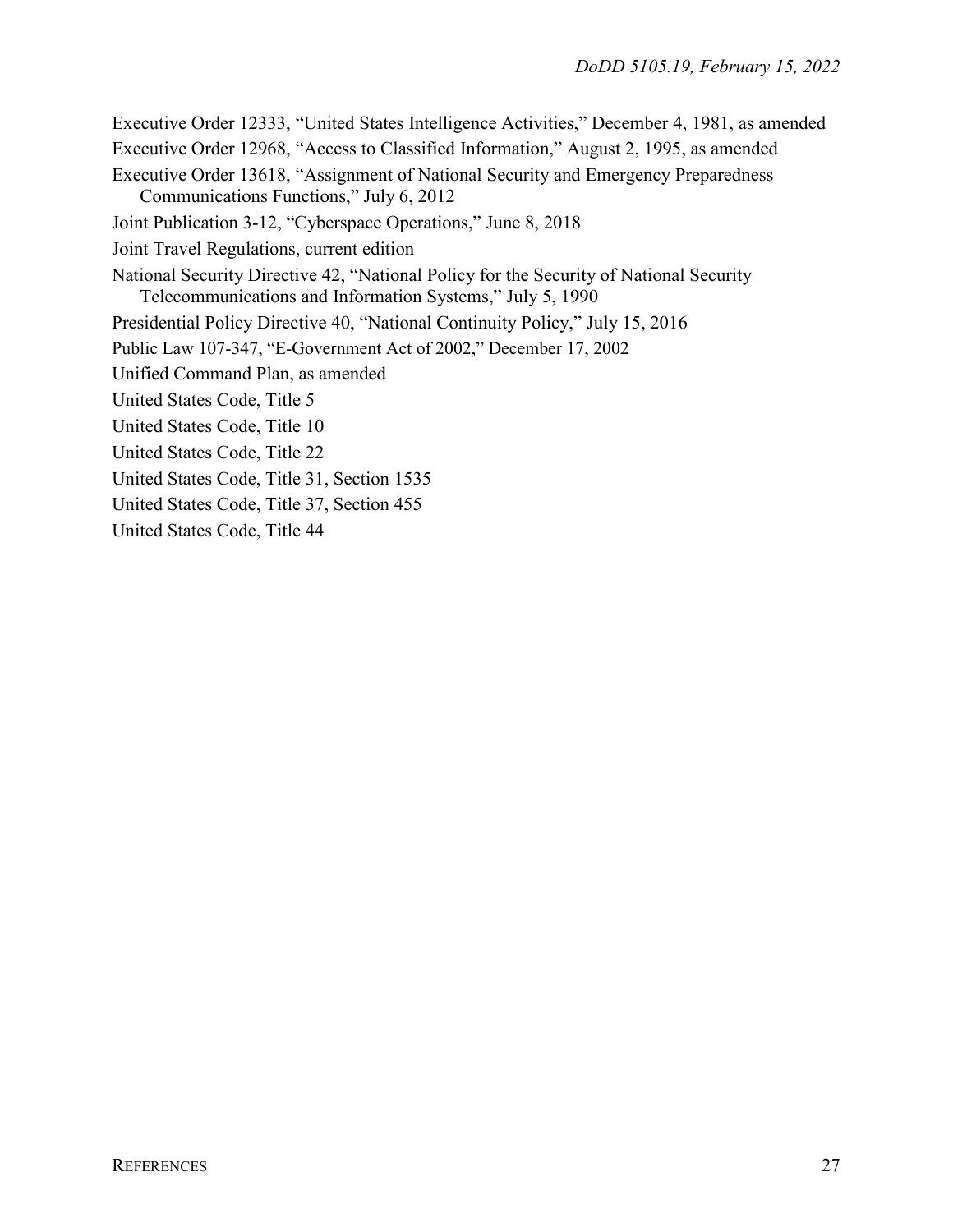Executive Order 12333, "United States Intelligence Activities," December 4, 1981, as amended

Executive Order 12968, "Access to Classified Information," August 2, 1995, as amended

Executive Order 13618, "Assignment of National Security and Emergency Preparedness Communications Functions," July 6, 2012

Joint Publication 3-12, "Cyberspace Operations," June 8, 2018

Joint Travel Regulations, current edition

National Security Directive 42, "National Policy for the Security of National Security Telecommunications and Information Systems," July 5, 1990

Presidential Policy Directive 40, "National Continuity Policy," July 15, 2016

Public Law 107-347, "E-Government Act of 2002," December 17, 2002

Unified Command Plan, as amended

United States Code, Title 5

United States Code, Title 10

United States Code, Title 22

United States Code, Title 31, Section 1535

United States Code, Title 37, Section 455

United States Code, Title 44